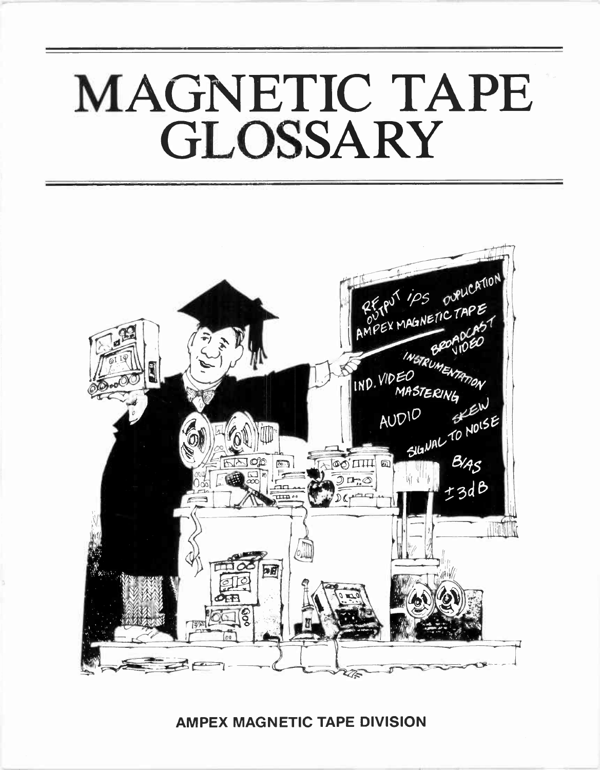# MAGNETIC TAPE GLOSSARY

AMPEX MAGNETIC TAPE DIVISION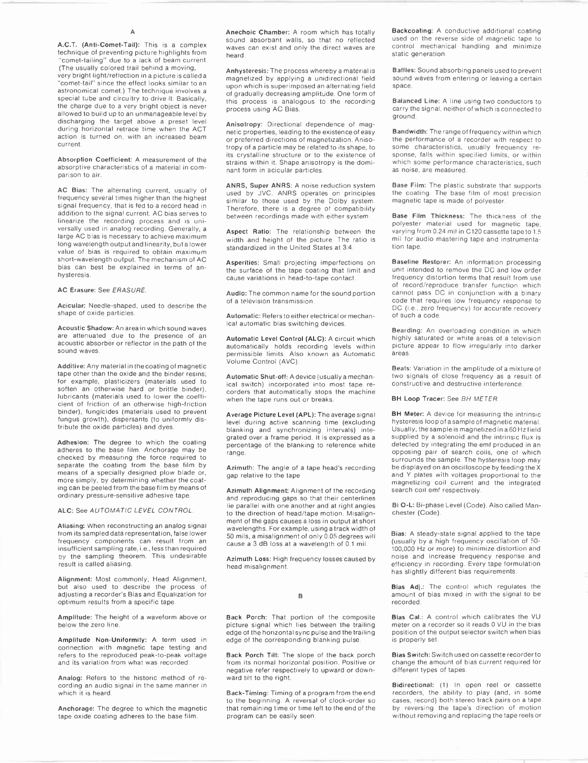## A

**A.C.T. (Anti-Comet-Tail):** This is a complex technique of preventing picture highlights from "comet-tailing" due to a lack of beam current. (The usually colored trail behind a moving, very bright light/reflection in a picture is called a "comet-tail" since the effect looks similar to an astronomical comet.) The technique involves a special tube and circuitry to drive it. Basically, the charge due to a very bright object is never allowed to build up to an unmanageable level by discharging the target above a preset level during horizontal retrace time when the ACT action is turned on, with an increased beam current.

**Absorption Coefficient:** A measurement of the absorptive characteristics of a material in comparison to air.

**AC Bias:** The alternating current, usually of frequency several times higher than the highest signal frequency, that is fed to a record head in addition to the signal current. AC bias serves to linearize the recording process and is universally used in analog recording. Generally, a large AC bias is necessary to achieve maximum long wavelength output and linearity, but a lower value of bias is required to obtain maximum short-wavelength output. The mechanism of AC bias can best be explained in terms of anhysteresis.

**AC Erasure:** See *ERASURE*.

**Acicular:** Needle-shaped, used to describe the shape of oxide particles.

**Acoustic Shadow:** An area in which sound waves are attenuated due to the presence of an acoustic absorber or reflector in the path of the sound waves.

**Additive:** Any material in the coating of magnetic tape other than the oxide and the binder resins; for example, plasticizers (materials used to soften an otherwise hard or brittle binder), lubricants (materials used to lower the coefficient of friction of an otherwise high-friction binder), fungicides (materials used to prevent fungus growth), dispersants (to uniformly distribute the oxide particles) and dyes.

**Adhesion:** The degree to which the coating adheres to the base film. Anchorage may be checked by measuring the force required to separate the coating from the base film by means of a specially designed plow blade or, more simply, by determining whether the coating can be peeled from the base film by means of ordinary pressure-sensitive adhesive tape.

**ALC:** See *AUTOMATIC LEVEL CONTROL*.

**Aliasing:** When reconstructing an analog signal from its sampled data representation, false lower frequency components can result from an insufficient sampling rate, i.e., less than required by the sampling theorem. This undesirable result is called aliasing.

**Alignment:** Most commonly, Head Alignment, but also used to describe the process of adjusting a recorder's Bias and Equalization for optimum results from a specific tape.

**Amplitude:** The height of a waveform above or below the zero line.

**Amplitude Non-Uniformity:** A term used in connection with magnetic tape testing and refers to the reproduced peak-to-peak voltage and its variation from what was recorded.

**Analog:** Refers to the historic method of recording an audio signal in the same manner in which it is heard.

**Anchorage:** The degree to which the magnetic tape oxide coating adheres to the base film.

**Anechoic Chamber:** A room which has totally sound absorbant walls, so that no reflected waves can exist and only the direct waves are heard.

**Anhysteresis:** The process whereby a material is magnetized by applying a unidirectional field upon which is superimposed an alternating field of gradually decreasing amplitude. One form of this process is analogous to the recording process using AC Bias.

**Anisotropy:** Directional dependence of magnetic properties, leading to the existence of easy or preferred directions of magnetization. Anisotropy of a particle may be related to its shape, to its crystalline structure or to the existence of strains within it. Shape anisotropy is the dominant form in acicular particles.

**ANRS, Super ANRS:** A noise reduction system used by JVC. ANRS operates on principles similar to those used by the Dolby system. Therefore, there is a degree of compatibility between recordings made with either system.

**Aspect Ratio:** The relationship between the width and height of the picture. The ratio is standardized in the United States at 3:4.

**Asperities:** Small projecting imperfections on the surface of the tape coating that limit and cause variations in head-to-tape contact.

**Audio:** The common name for the sound portion of a television transmission.

**Automatic:** Refers to either electrical or mechanical automatic bias switching devices.

**Automatic Level Control (ALC):** A circuit which automatically holds recording levels within permissible limits. Also known as Automatic Volume Control (AVC).

**Automatic Shut-off:** A device (usually a mechanical switch) incorporated into most tape recorders that automatically stops the machine when the tape runs out or breaks.

**Average Picture Level (APL):** The average signal level during active scanning time (excluding blanking and synchronizing intervals) integrated over a frame period. It is expressed as a percentage of the blanking to reference white range.

**Azimuth:** The angle of a tape head's recording gap relative to the tape.

**Azimuth Alignment:** Alignment of the recording and reproducing gaps so that their centerlines lie parallel with one another and at right angles to the direction of head/tape motion. Misalignment of the gaps causes a loss in output at short wavelengths. For example, using a track width of 50 mils, a misalignment of only 0.05 degrees will cause a 3 dB loss at a wavelength of 0.1 mil.

**Azimuth Loss:** High frequency losses caused by head misalignment.

## B

**Back Porch:** That portion of the composite picture signal which lies between the trailing edge of the horizontal sync pulse and the trailing edge of the corresponding blanking pulse.

**Back Porch Tilt:** The slope of the back porch from its normal horizontal position. Positive or negative refer respectively to upward or downward tilt to the right.

**Back-Timing:** Timing of a program from the end to the beginning. A reversal of clock-order so that remaining time or time left to the end of the program can be easily seen.

**Backcoating:** A conductive additional coating used on the reverse side of magnetic tape to control mechanical handling and minimize static generation.

**Baffles:** Sound absorbing panels used to prevent sound waves from entering or leaving a certain space.

**Balanced Line:** A line using two conductors to carry the signal, neither of which is connected to ground.

**Bandwidth:** The range of frequency within which the performance of a recorder with respect to some characteristics, usually frequency response, falls within specified limits, or within which some performance characteristics, such as noise, are measured.

**Base Film:** The plastic substrate that supports the coating. The base film of most precision magnetic tape is made of polyester.

**Base Film Thickness:** The thickness of the polyester material used for magnetic tape, varying from 0.24 mil in C120 cassette tape to 1.5 mil for audio mastering tape and instrumentation tape.

**Baseline Restorer:** An information processing unit intended to remove the DC and low order frequency distortion terms that result from use of record/reproduce transfer function which cannot pass DC in conjunction with a binary code that requires low frequency response to DC (i.e., zero frequency) for accurate recovery of such a code.

**Bearding:** An overloading condition in which highly saturated or white areas of a television picture appear to flow irregularly into darker areas.

**Beats:** Variation in the amplitude of a mixture of two signals of close frequency as a result of constructive and destructive interference.

**BH Loop Tracer:** See *BH METER*.

**BH Meter:** A device for measuring the intrinsic hysteresis loop of a sample of magnetic material. Usually, the sample is magnetized in a 60 Hz field supplied by a solenoid and the intrinsic flux is detected by integrating the emf produced in an opposing pair of search coils, one of which surrounds the sample. The hysteresis loop may be displayed on an oscilloscope by feeding the X and Y plates with voltages proportional to the magnetizing coil current and the integrated search coil emf respectively.

**Bi O-L:** Bi-phase Level (Code). Also called Manchester (Code).

**Bias:** A steady-state signal applied to the tape (usually by a high frequency oscillation of 50-100,000 Hz or more) to minimize distortion and noise and increase frequency response and efficiency in recording. Every tape formulation has slightly different bias requirements.

**Bias Adj.:** The control which regulates the amount of bias mixed in with the signal to be recorded.

**Bias Cal.:** A control which calibrates the VU meter on a recorder so it reads 0 VU in the bias position of the output selector switch when bias is properly set.

**Bias Switch:** Switch used on cassette recorder to change the amount of bias current required for different types of tapes.

**Bidirectional:** (1) In open reel or cassette recorders, the ability to play (and, in some cases, record) both stereo track pairs on a tape by reversing the tape's direction of motion without removing and replacing the tape reels or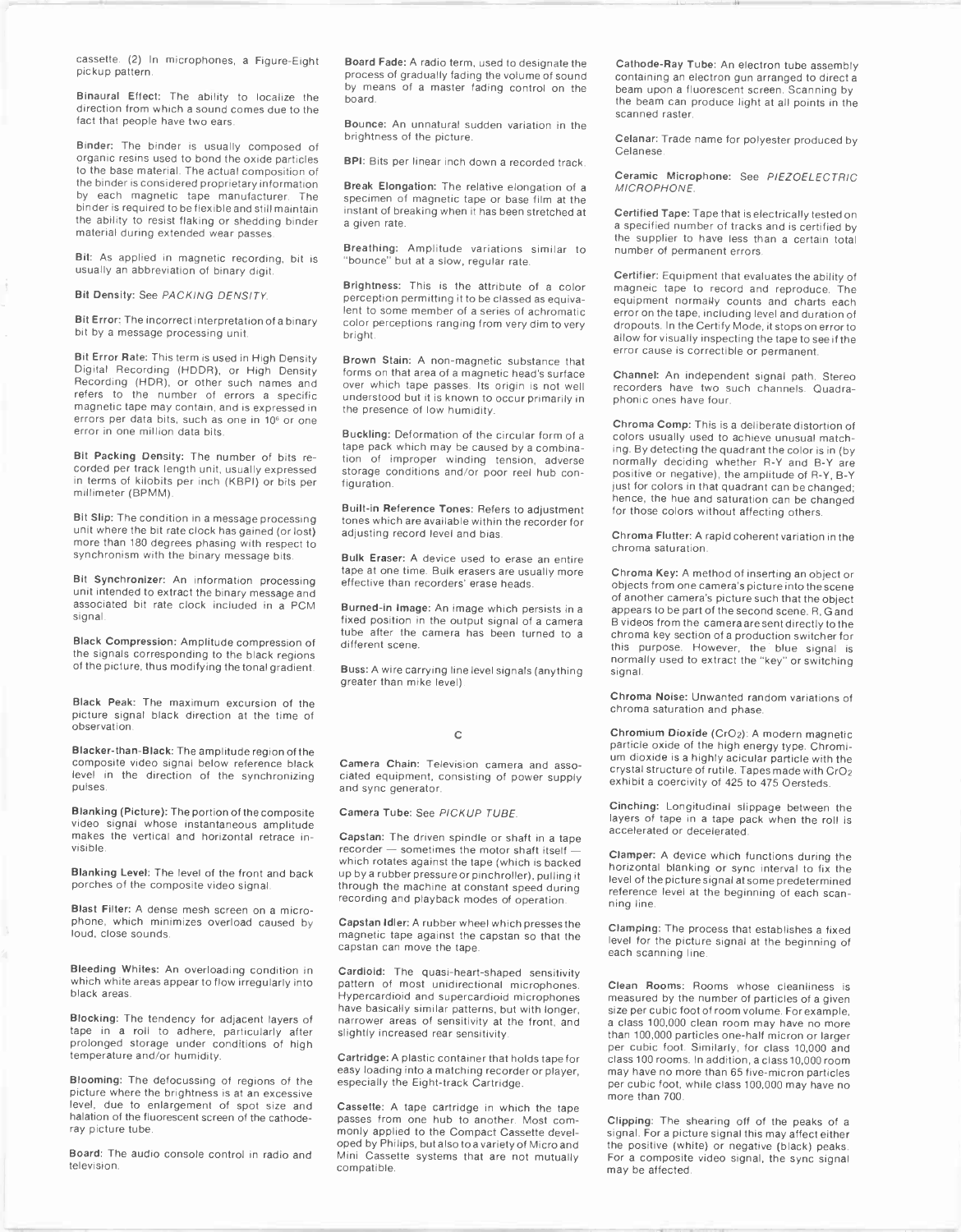cassette. (2) In microphones, a Figure-Eight pickup pattern.

**Binaural Effect:** The ability to localize the direction from which a sound comes due to the fact that people have two ears.

**Binder:** The binder is usually composed of organic resins used to bond the oxide particles to the base material. The actual composition of the binder is considered proprietary information by each magnetic tape manufacturer. The binder is required to be flexible and still maintain the ability to resist flaking or shedding binder material during extended wear passes.

**Bit:** As applied in magnetic recording, bit is usually an abbreviation of binary digit.

**Bit Density:** See *PACKING DENSITY*.

**Bit Error:** The incorrect interpretation of a binary bit by a message processing unit.

**Bit Error Rate:** This term is used in High Density Digital Recording (HDDR), or High Density Recording (HDR), or other such names and refers to the number of errors a specific magnetic tape may contain, and is expressed in errors per data bits, such as one in $10^6$ or one error in one million data bits.

**Bit Packing Density:** The number of bits recorded per track length unit, usually expressed in terms of kilobits per inch (KBPI) or bits per millimeter (BPMM).

**Bit Slip:** The condition in a message processing unit where the bit rate clock has gained (or lost) more than 180 degrees phasing with respect to synchronism with the binary message bits.

**Bit Synchronizer:** An information processing unit intended to extract the binary message and associated bit rate clock included in a PCM signal.

**Black Compression:** Amplitude compression of the signals corresponding to the black regions of the picture, thus modifying the tonal gradient.

**Black Peak:** The maximum excursion of the picture signal black direction at the time of observation.

**Blacker-than-Black:** The amplitude region of the composite video signal below reference black level in the direction of the synchronizing pulses.

**Blanking (Picture):** The portion of the composite video signal whose instantaneous amplitude makes the vertical and horizontal retrace invisible.

**Blanking Level:** The level of the front and back porches of the composite video signal.

**Blast Filter:** A dense mesh screen on a microphone, which minimizes overload caused by loud, close sounds.

**Bleeding Whites:** An overloading condition in which white areas appear to flow irregularly into black areas.

**Blocking:** The tendency for adjacent layers of tape in a roll to adhere, particularly after prolonged storage under conditions of high temperature and/or humidity.

**Blooming:** The defocussing of regions of the picture where the brightness is at an excessive level, due to enlargement of spot size and halation of the fluorescent screen of the cathode-ray picture tube.

**Board:** The audio console control in radio and television.

**Board Fade:** A radio term, used to designate the process of gradually fading the volume of sound by means of a master fading control on the board.

**Bounce:** An unnatural sudden variation in the brightness of the picture.

**BPI:** Bits per linear inch down a recorded track.

**Break Elongation:** The relative elongation of a specimen of magnetic tape or base film at the instant of breaking when it has been stretched at a given rate.

**Breathing:** Amplitude variations similar to "bounce" but at a slow, regular rate.

**Brightness:** This is the attribute of a color perception permitting it to be classed as equivalent to some member of a series of achromatic color perceptions ranging from very dim to very bright.

**Brown Stain:** A non-magnetic substance that forms on that area of a magnetic head's surface over which tape passes. Its origin is not well understood but it is known to occur primarily in the presence of low humidity.

**Buckling:** Deformation of the circular form of a tape pack which may be caused by a combination of improper winding tension, adverse storage conditions and/or poor reel hub configuration.

**Built-in Reference Tones:** Refers to adjustment tones which are available within the recorder for adjusting record level and bias.

**Bulk Eraser:** A device used to erase an entire tape at one time. Bulk erasers are usually more effective than recorders' erase heads.

**Burned-in Image:** An image which persists in a fixed position in the output signal of a camera tube after the camera has been turned to a different scene.

**Buss:** A wire carrying line level signals (anything greater than mike level).

## C

**Camera Chain:** Television camera and associated equipment, consisting of power supply and sync generator.

**Camera Tube:** See *PICKUP TUBE*.

**Capstan:** The driven spindle or shaft in a tape recorder — sometimes the motor shaft itself — which rotates against the tape (which is backed up by a rubber pressure or pinchroller), pulling it through the machine at constant speed during recording and playback modes of operation.

**Capstan Idler:** A rubber wheel which presses the magnetic tape against the capstan so that the capstan can move the tape.

**Cardioid:** The quasi-heart-shaped sensitivity pattern of most unidirectional microphones. Hypercardioid and supercardioid microphones have basically similar patterns, but with longer, narrower areas of sensitivity at the front, and slightly increased rear sensitivity.

**Cartridge:** A plastic container that holds tape for easy loading into a matching recorder or player, especially the Eight-track Cartridge.

**Cassette:** A tape cartridge in which the tape passes from one hub to another. Most commonly applied to the Compact Cassette developed by Philips, but also to a variety of Micro and Mini Cassette systems that are not mutually compatible.

**Cathode-Ray Tube:** An electron tube assembly containing an electron gun arranged to direct a beam upon a fluorescent screen. Scanning by the beam can produce light at all points in the scanned raster.

**Celanar:** Trade name for polyester produced by Celanese.

**Ceramic Microphone:** See *PIEZOELECTRIC MICROPHONE*.

**Certified Tape:** Tape that is electrically tested on a specified number of tracks and is certified by the supplier to have less than a certain total number of permanent errors.

**Certifier:** Equipment that evaluates the ability of magneic tape to record and reproduce. The equipment normally counts and charts each error on the tape, including level and duration of dropouts. In the Certify Mode, it stops on error to allow for visually inspecting the tape to see if the error cause is correctible or permanent.

**Channel:** An independent signal path. Stereo recorders have two such channels. Quadraphonic ones have four.

**Chroma Comp:** This is a deliberate distortion of colors usually used to achieve unusual matching. By detecting the quadrant the color is in (by normally deciding whether R-Y and B-Y are positive or negative), the amplitude of R-Y, B-Y just for colors in that quadrant can be changed; hence, the hue and saturation can be changed for those colors without affecting others.

**Chroma Flutter:** A rapid coherent variation in the chroma saturation.

**Chroma Key:** A method of inserting an object or objects from one camera's picture into the scene of another camera's picture such that the object appears to be part of the second scene. R, G and B videos from the camera are sent directly to the chroma key section of a production switcher for this purpose. However, the blue signal is normally used to extract the "key" or switching signal.

**Chroma Noise:** Unwanted random variations of chroma saturation and phase.

**Chromium Dioxide** ($CrO_2$): A modern magnetic particle oxide of the high energy type. Chromium dioxide is a highly acicular particle with the crystal structure of rutile. Tapes made with $CrO_2$ exhibit a coercivity of 425 to 475 Oersteds.

**Cinching:** Longitudinal slippage between the layers of tape in a tape pack when the roll is accelerated or decelerated.

**Clamper:** A device which functions during the horizontal blanking or sync interval to fix the level of the picture signal at some predetermined reference level at the beginning of each scanning line.

**Clamping:** The process that establishes a fixed level for the picture signal at the beginning of each scanning line.

**Clean Rooms:** Rooms whose cleanliness is measured by the number of particles of a given size per cubic foot of room volume. For example, a class 100,000 clean room may have no more than 100,000 particles one-half micron or larger per cubic foot. Similarly, for class 10,000 and class 100 rooms. In addition, a class 10,000 room may have no more than 65 five-micron particles per cubic foot, while class 100,000 may have no more than 700.

**Clipping:** The shearing off of the peaks of a signal. For a picture signal this may affect either the positive (white) or negative (black) peaks. For a composite video signal, the sync signal may be affected.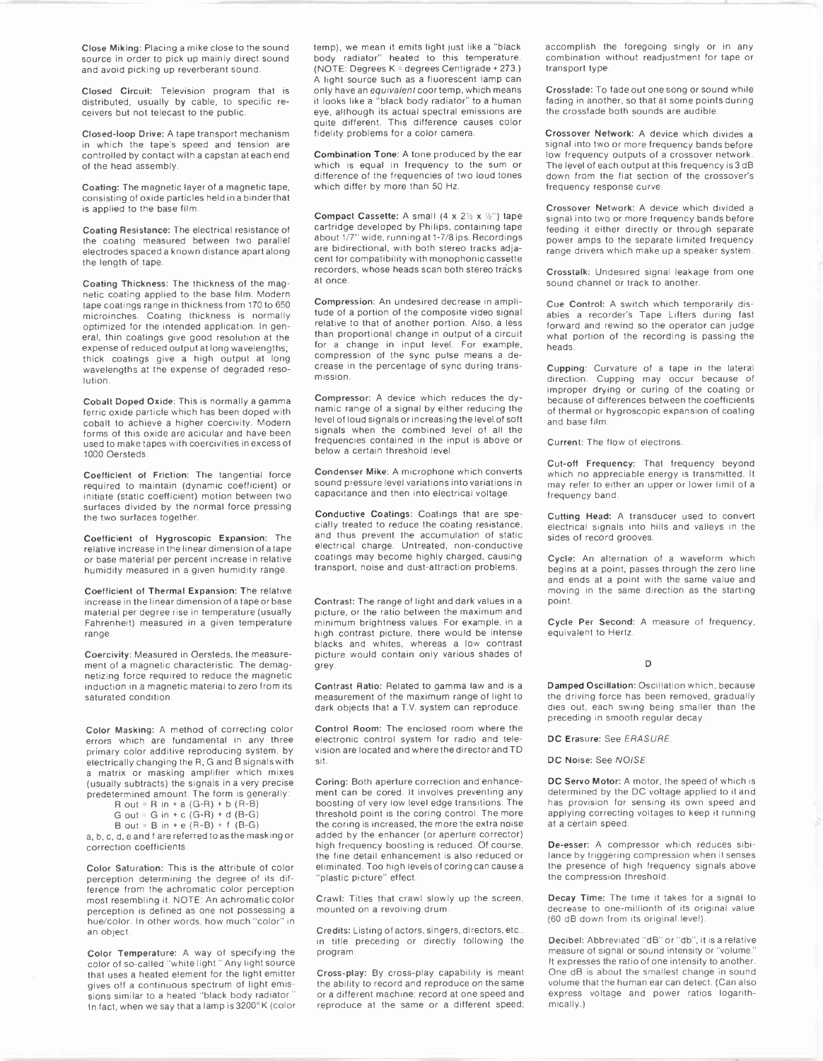**Close Miking:** Placing a mike close to the sound source in order to pick up mainly direct sound and avoid picking up reverberant sound.

**Closed Circuit:** Television program that is distributed, usually by cable, to specific receivers but not telecast to the public.

**Closed-loop Drive:** A tape transport mechanism in which the tape's speed and tension are controlled by contact with a capstan at each end of the head assembly.

**Coating:** The magnetic layer of a magnetic tape, consisting of oxide particles held in a binder that is applied to the base film.

**Coating Resistance:** The electrical resistance of the coating measured between two parallel electrodes spaced a known distance apart along the length of tape.

**Coating Thickness:** The thickness of the magnetic coating applied to the base film. Modern tape coatings range in thickness from 170 to 650 microinches. Coating thickness is normally optimized for the intended application. In general, thin coatings give good resolution at the expense of reduced output at long wavelengths; thick coatings give a high output at long wavelengths at the expense of degraded resolution.

**Cobalt Doped Oxide:** This is normally a gamma ferric oxide particle which has been doped with cobalt to achieve a higher coercivity. Modern forms of this oxide are acicular and have been used to make tapes with coercivities in excess of 1000 Oersteds.

**Coefficient of Friction:** The tangential force required to maintain (dynamic coefficient) or initiate (static coefficient) motion between two surfaces divided by the normal force pressing the two surfaces together.

**Coefficient of Hygroscopic Expansion:** The relative increase in the linear dimension of a tape or base material per percent increase in relative humidity measured in a given humidity range.

**Coefficient of Thermal Expansion:** The relative increase in the linear dimension of a tape or base material per degree rise in temperature (usually Fahrenheit) measured in a given temperature range.

**Coercivity:** Measured in Oersteds, the measurement of a magnetic characteristic. The demagnetizing force required to reduce the magnetic induction in a magnetic material to zero from its saturated condition.

**Color Masking:** A method of correcting color errors which are fundamental in any three primary color additive reproducing system, by electrically changing the R, G and B signals with a matrix or masking amplifier which mixes (usually subtracts) the signals in a very precise predetermined amount. The form is generally:

$$R\ out = R\ in + a\ (G-R) + b\ (R-B)$$
$$G\ out = G\ in + c\ (G-R) + d\ (B-G)$$
$$B\ out = B\ in + e\ (R-B) + f\ (B-G)$$

a, b, c, d, e and f are referred to as the masking or correction coefficients.

**Color Saturation:** This is the attribute of color perception determining the degree of its difference from the achromatic color perception most resembling it. NOTE: An achromatic color perception is defined as one not possessing a hue/color. In other words, how much "color" in an object.

**Color Temperature:** A way of specifying the color of so-called "white light." Any light source that uses a heated element for the light emitter gives off a continuous spectrum of light emissions similar to a heated "black body radiator." In fact, when we say that a lamp is 3200°K (color temp), we mean it emits light just like a "black body radiator" heated to this temperature. (NOTE: Degrees K = degrees Centigrade + 273.) A light source such as a fluorescent lamp can only have an *equivalent* coor temp, which means it looks like a "black body radiator" to a human eye, although its actual spectral emissions are quite different. This difference causes color fidelity problems for a color camera.

**Combination Tone:** A tone produced by the ear which is equal in frequency to the sum or difference of the frequencies of two loud tones which differ by more than 50 Hz.

**Compact Cassette:** A small (4 x 2½ x ½") tape cartridge developed by Philips, containing tape about 1/7" wide, running at 1-7/8 ips. Recordings are bidirectional, with both stereo tracks adjacent for compatibility with monophonic cassette recorders, whose heads scan both stereo tracks at once.

**Compression:** An undesired decrease in amplitude of a portion of the composite video signal relative to that of another portion. Also, a less than proportional change in output of a circuit for a change in input level. For example, compression of the sync pulse means a decrease in the percentage of sync during transmission.

**Compressor:** A device which reduces the dynamic range of a signal by either reducing the level of loud signals or increasing the level of soft signals when the combined level of all the frequencies contained in the input is above or below a certain threshold level.

**Condenser Mike:** A microphone which converts sound pressure level variations into variations in capacitance and then into electrical voltage.

**Conductive Coatings:** Coatings that are specially treated to reduce the coating resistance, and thus prevent the accumulation of static electrical charge. Untreated, non-conductive coatings may become highly charged, causing transport, noise and dust-attraction problems.

**Contrast:** The range of light and dark values in a picture, or the ratio between the maximum and minimum brightness values. For example, in a high contrast picture, there would be intense blacks and whites, whereas a low contrast picture would contain only various shades of grey.

**Contrast Ratio:** Related to gamma law and is a measurement of the maximum range of light to dark objects that a T.V. system can reproduce.

**Control Room:** The enclosed room where the electronic control system for radio and television are located and where the director and TD sit.

**Coring:** Both aperture correction and enhancement can be cored. It involves preventing any boosting of very low level edge transitions. The threshold point is the coring control. The more the coring is increased, the more the extra noise added by the enhancer (or aperture corrector) high frequency boosting is reduced. Of course, the fine detail enhancement is also reduced or eliminated. Too high levels of coring can cause a "plastic picture" effect.

**Crawl:** Titles that crawl slowly up the screen, mounted on a revolving drum.

**Credits:** Listing of actors, singers, directors, etc., in title preceding or directly following the program.

**Cross-play:** By cross-play capability is meant the ability to record and reproduce on the same or a different machine; record at one speed and reproduce at the same or a different speed; accomplish the foregoing singly or in any combination without readjustment for tape or transport type.

**Crossfade:** To fade out one song or sound while fading in another, so that at some points during the crossfade both sounds are audible.

**Crossover Network:** A device which divides a signal into two or more frequency bands before low frequency outputs of a crossover network. The level of each output at this frequency is 3 dB down from the flat section of the crossover's frequency response curve.

**Crossover Network:** A device which divided a signal into two or more frequency bands before feeding it either directly or through separate power amps to the separate limited frequency range drivers which make up a speaker system.

**Crosstalk:** Undesired signal leakage from one sound channel or track to another.

**Cue Control:** A switch which temporarily disables a recorder's Tape Lifters during fast forward and rewind so the operator can judge what portion of the recording is passing the heads.

**Cupping:** Curvature of a tape in the lateral direction. Cupping may occur because of improper drying or curing of the coating or because of differences between the coefficients of thermal or hygroscopic expansion of coating and base film.

**Current:** The flow of electrons.

**Cut-off Frequency:** That frequency beyond which no appreciable energy is transmitted. It may refer to either an upper or lower limit of a frequency band.

**Cutting Head:** A transducer used to convert electrical signals into hills and valleys in the sides of record grooves.

**Cycle:** An alternation of a waveform which begins at a point, passes through the zero line and ends at a point with the same value and moving in the same direction as the starting point.

**Cycle Per Second:** A measure of frequency, equivalent to Hertz.

## D

**Damped Oscillation:** Oscillation which, because the driving force has been removed, gradually dies out, each swing being smaller than the preceding in smooth regular decay.

**DC Erasure:** See *ERASURE*.

**DC Noise:** See *NOISE*.

**DC Servo Motor:** A motor, the speed of which is determined by the DC voltage applied to it and has provision for sensing its own speed and applying correcting voltages to keep it running at a certain speed.

**De-esser:** A compressor which reduces sibilance by triggering compression when it senses the presence of high frequency signals above the compression threshold.

**Decay Time:** The time it takes for a signal to decrease to one-millionth of its original value (60 dB down from its original level).

**Decibel:** Abbreviated "dB" or "db", it is a relative measure of signal or sound intensity or "volume." It expresses the ratio of one intensity to another. One dB is about the smallest change in sound volume that the human ear can detect. (Can also express voltage and power ratios logarithmically.)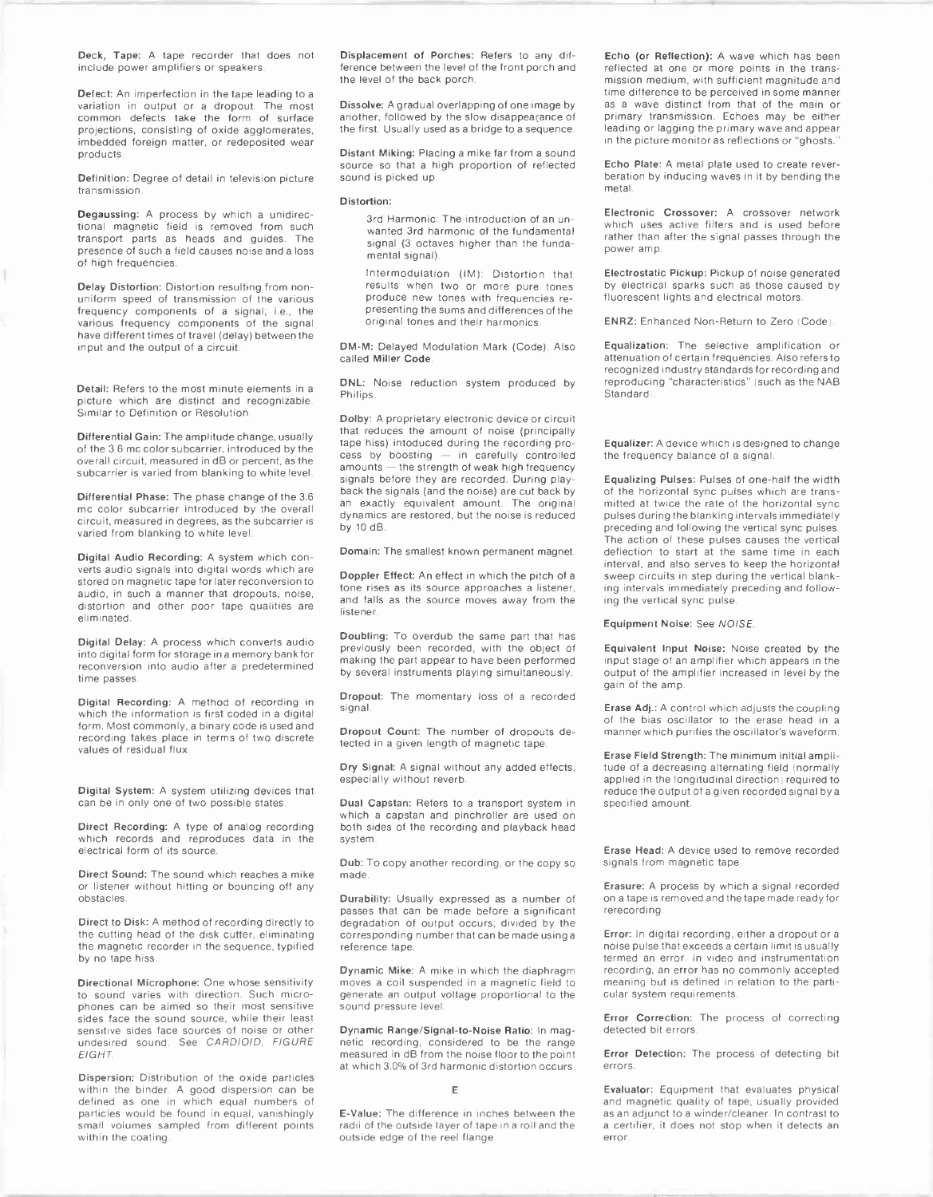**Deck, Tape:** A tape recorder that does not include power amplifiers or speakers.

**Defect:** An imperfection in the tape leading to a variation in output or a dropout. The most common defects take the form of surface projections, consisting of oxide agglomerates, imbedded foreign matter, or redeposited wear products.

**Definition:** Degree of detail in television picture transmission.

**Degaussing:** A process by which a unidirectional magnetic field is removed from such transport parts as heads and guides. The presence of such a field causes noise and a loss of high frequencies.

**Delay Distortion:** Distortion resulting from non-uniform speed of transmission of the various frequency components of a signal, i.e., the various frequency components of the signal have different times of travel (delay) between the input and the output of a circuit.

**Detail:** Refers to the most minute elements in a picture which are distinct and recognizable. Similar to Definition or Resolution.

**Differential Gain:** The amplitude change, usually of the 3.6 mc color subcarrier, introduced by the overall circuit, measured in dB or percent, as the subcarrier is varied from blanking to white level.

**Differential Phase:** The phase change of the 3.6 mc color subcarrier introduced by the overall circuit, measured in degrees, as the subcarrier is varied from blanking to white level.

**Digital Audio Recording:** A system which converts audio signals into digital words which are stored on magnetic tape for later reconversion to audio, in such a manner that dropouts, noise, distortion and other poor tape qualities are eliminated.

**Digital Delay:** A process which converts audio into digital form for storage in a memory bank for reconversion into audio after a predetermined time passes.

**Digital Recording:** A method of recording in which the information is first coded in a digital form. Most commonly, a binary code is used and recording takes place in terms of two discrete values of residual flux.

**Digital System:** A system utilizing devices that can be in only one of two possible states.

**Direct Recording:** A type of analog recording which records and reproduces data in the electrical form of its source.

**Direct Sound:** The sound which reaches a mike or listener without hitting or bouncing off any obstacles.

**Direct to Disk:** A method of recording directly to the cutting head of the disk cutter, eliminating the magnetic recorder in the sequence, typified by no tape hiss.

**Directional Microphone:** One whose sensitivity to sound varies with direction. Such microphones can be aimed so their most sensitive sides face the sound source, while their least sensitive sides face sources of noise or other undesired sound. See *CARDIOID, FIGURE EIGHT.*

**Dispersion:** Distribution of the oxide particles within the binder. A good dispersion can be defined as one in which equal numbers of particles would be found in equal, vanishingly small volumes sampled from different points within the coating.

**Displacement of Porches:** Refers to any difference between the level of the front porch and the level of the back porch.

**Dissolve:** A gradual overlapping of one image by another, followed by the slow disappearance of the first. Usually used as a bridge to a sequence.

**Distant Miking:** Placing a mike far from a sound source so that a high proportion of reflected sound is picked up.

**Distortion:**

3rd Harmonic: The introduction of an unwanted 3rd harmonic of the fundamental signal (3 octaves higher than the fundamental signal).

Intermodulation (IM): Distortion that results when two or more pure tones produce new tones with frequencies representing the sums and differences of the original tones and their harmonics.

**DM-M:** Delayed Modulation Mark (Code). Also called **Miller Code**.

**DNL:** Noise reduction system produced by Philips.

**Dolby:** A proprietary electronic device or circuit that reduces the amount of noise (principally tape hiss) intoduced during the recording process by boosting — in carefully controlled amounts — the strength of weak high frequency signals before they are recorded. During playback the signals (and the noise) are cut back by an exactly equivalent amount. The original dynamics are restored, but the noise is reduced by 10 dB.

**Domain:** The smallest known permanent magnet.

**Doppler Effect:** An effect in which the pitch of a tone rises as its source approaches a listener, and falls as the source moves away from the listener.

**Doubling:** To overdub the same part that has previously been recorded, with the object of making the part appear to have been performed by several instruments playing simultaneously.

**Dropout:** The momentary loss of a recorded signal.

**Dropout Count:** The number of dropouts detected in a given length of magnetic tape.

**Dry Signal:** A signal without any added effects, especially without reverb.

**Dual Capstan:** Refers to a transport system in which a capstan and pinchroller are used on both sides of the recording and playback head system.

**Dub:** To copy another recording, or the copy so made.

**Durability:** Usually expressed as a number of passes that can be made before a significant degradation of output occurs; divided by the corresponding number that can be made using a reference tape.

**Dynamic Mike:** A mike in which the diaphragm moves a coil suspended in a magnetic field to generate an output voltage proportional to the sound pressure level.

**Dynamic Range/Signal-to-Noise Ratio:** In magnetic recording, considered to be the range measured in dB from the noise floor to the point at which 3.0% of 3rd harmonic distortion occurs.

## E

**E-Value:** The difference in inches between the radii of the outside layer of tape in a roll and the outside edge of the reel flange.

**Echo (or Reflection):** A wave which has been reflected at one or more points in the transmission medium, with sufficient magnitude and time difference to be perceived in some manner as a wave distinct from that of the main or primary transmission. Echoes may be either leading or lagging the primary wave and appear in the picture monitor as reflections or "ghosts."

**Echo Plate:** A metal plate used to create reverberation by inducing waves in it by bending the metal.

**Electronic Crossover:** A crossover network which uses active filters and is used before rather than after the signal passes through the power amp.

**Electrostatic Pickup:** Pickup of noise generated by electrical sparks such as those caused by fluorescent lights and electrical motors.

**ENRZ:** Enhanced Non-Return to Zero (Code).

**Equalization:** The selective amplification or attenuation of certain frequencies. Also refers to recognized industry standards for recording and reproducing "characteristics" (such as the NAB Standard).

**Equalizer:** A device which is designed to change the frequency balance of a signal.

**Equalizing Pulses:** Pulses of one-half the width of the horizontal sync pulses which are transmitted at twice the rate of the horizontal sync pulses during the blanking intervals immediately preceding and following the vertical sync pulses. The action of these pulses causes the vertical deflection to start at the same time in each interval, and also serves to keep the horizontal sweep circuits in step during the vertical blanking intervals immediately preceding and following the vertical sync pulse.

**Equipment Noise:** See *NOISE*.

**Equivalent Input Noise:** Noise created by the input stage of an amplifier which appears in the output of the amplifier increased in level by the gain of the amp.

**Erase Adj.:** A control which adjusts the coupling of the bias oscillator to the erase head in a manner which purifies the oscillator's waveform.

**Erase Field Strength:** The minimum initial amplitude of a decreasing alternating field (normally applied in the longitudinal direction) required to reduce the output of a given recorded signal by a specified amount.

**Erase Head:** A device used to remove recorded signals from magnetic tape.

**Erasure:** A process by which a signal recorded on a tape is removed and the tape made ready for rerecording.

**Error:** In digital recording, either a dropout or a noise pulse that exceeds a certain limit is usually termed an error. In video and instrumentation recording, an error has no commonly accepted meaning but is defined in relation to the particular system requirements.

**Error Correction:** The process of correcting detected bit errors.

**Error Detection:** The process of detecting bit errors.

**Evaluator:** Equipment that evaluates physical and magnetic quality of tape, usually provided as an adjunct to a winder/cleaner. In contrast to a certifier, it does not stop when it detects an error.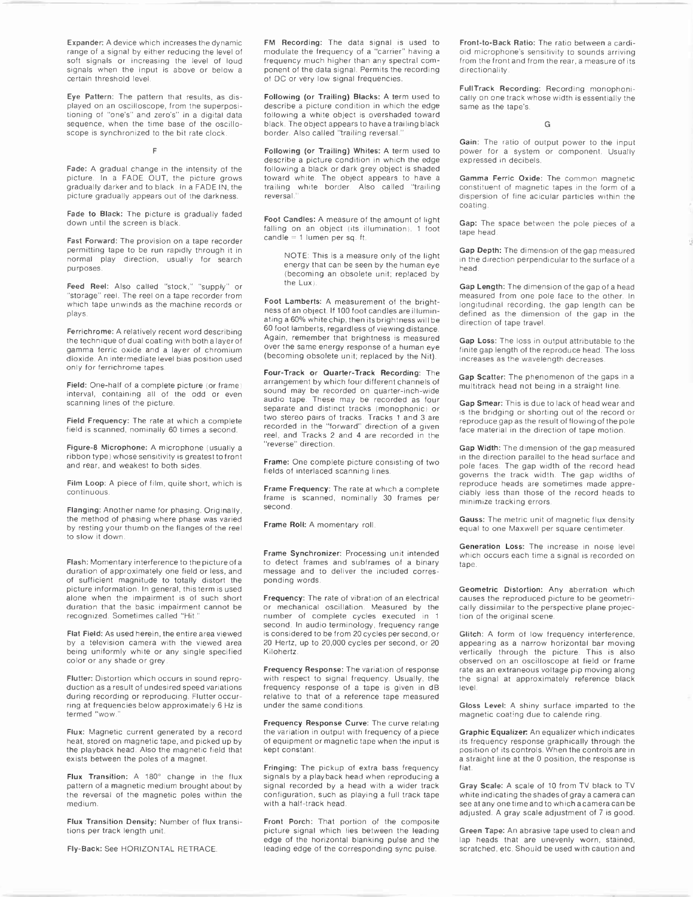**Expander:** A device which increases the dynamic range of a signal by either reducing the level of soft signals or increasing the level of loud signals when the input is above or below a certain threshold level.

**Eye Pattern:** The pattern that results, as displayed on an oscilloscope, from the superpositioning of "one's" and zero's" in a digital data sequence, when the time base of the oscilloscope is synchronized to the bit rate clock.

F

**Fade:** A gradual change in the intensity of the picture. In a FADE OUT, the picture grows gradually darker and to black. In a FADE IN, the picture gradually appears out of the darkness.

**Fade to Black:** The picture is gradually faded down until the screen is black.

**Fast Forward:** The provision on a tape recorder permitting tape to be run rapidly through it in normal play direction, usually for search purposes.

**Feed Reel:** Also called "stock," "supply" or "storage" reel. The reel on a tape recorder from which tape unwinds as the machine records or plays.

**Ferrichrome:** A relatively recent word describing the technique of dual coating with both a layer of gamma ferric oxide and a layer of chromium dioxide. An intermediate level bias position used only for ferrichrome tapes.

**Field:** One-half of a complete picture (or frame) interval, containing all of the odd or even scanning lines of the picture.

**Field Frequency:** The rate at which a complete field is scanned, nominally 60 times a second.

**Figure-8 Microphone:** A microphone (usually a ribbon type) whose sensitivity is greatest to front and rear, and weakest to both sides.

**Film Loop:** A piece of film, quite short, which is continuous.

**Flanging:** Another name for phasing. Originally, the method of phasing where phase was varied by resting your thumb on the flanges of the reel to slow it down.

**Flash:** Momentary interference to the picture of a duration of approximately one field or less, and of sufficient magnitude to totally distort the picture information. In general, this term is used alone when the impairment is of such short duration that the basic impairment cannot be recognized. Sometimes called "Hit."

**Flat Field:** As used herein, the entire area viewed by a television camera with the viewed area being uniformly white or any single specified color or any shade or grey.

**Flutter:** Distortion which occurs in sound reproduction as a result of undesired speed variations during recording or reproducing. Flutter occurring at frequencies below approximately 6 Hz is termed "wow."

**Flux:** Magnetic current generated by a record heat, stored on magnetic tape, and picked up by the playback head. Also the magnetic field that exists between the poles of a magnet.

**Flux Transition:** A 180° change in the flux pattern of a magnetic medium brought about by the reversal of the magnetic poles within the medium.

**Flux Transition Density:** Number of flux transitions per track length unit.

**Fly-Back:** See HORIZONTAL RETRACE.

**FM Recording:** The data signal is used to modulate the frequency of a "carrier" having a frequency much higher than any spectral component of the data signal. Permits the recording of DC or very low signal frequencies.

**Following (or Trailing) Blacks:** A term used to describe a picture condition in which the edge following a white object is overshaded toward black. The object appears to have a trailing black border. Also called "trailing reversal."

**Following (or Trailing) Whites:** A term used to describe a picture condition in which the edge following a black or dark grey object is shaded toward white. The object appears to have a trailing white border. Also called "trailing reversal."

**Foot Candles:** A measure of the amount of light falling on an object (its illumination). 1 foot candle = 1 lumen per sq. ft.

> NOTE: This is a measure only of the light energy that can be seen by the human eye (becoming an obsolete unit; replaced by the Lux).

**Foot Lamberts:** A measurement of the brightness of an object. If 100 foot candles are illuminating a 60% white chip, then its brightness will be 60 foot lamberts, regardless of viewing distance. Again, remember that brightness is measured over the same energy response of a human eye (becoming obsolete unit; replaced by the Nit).

**Four-Track or Quarter-Track Recording:** The arrangement by which four different channels of sound may be recorded on quarter-inch-wide audio tape. These may be recorded as four separate and distinct tracks (monophonic) or two stereo pairs of tracks. Tracks 1 and 3 are recorded in the "forward" direction of a given reel, and Tracks 2 and 4 are recorded in the "reverse" direction.

**Frame:** One complete picture consisting of two fields of interlaced scanning lines.

**Frame Frequency:** The rate at which a complete frame is scanned, nominally 30 frames per second.

**Frame Roll:** A momentary roll.

**Frame Synchronizer:** Processing unit intended to detect frames and subframes of a binary message and to deliver the included corresponding words.

**Frequency:** The rate of vibration of an electrical or mechanical oscillation. Measured by the number of complete cycles executed in 1 second. In audio terminology, frequency range is considered to be from 20 cycles per second, or 20 Hertz, up to 20,000 cycles per second, or 20 Kilohertz.

**Frequency Response:** The variation of response with respect to signal frequency. Usually, the frequency response of a tape is given in dB relative to that of a reference tape measured under the same conditions.

**Frequency Response Curve:** The curve relating the variation in output with frequency of a piece of equipment or magnetic tape when the input is kept constant.

**Fringing:** The pickup of extra bass frequency signals by a playback head when reproducing a signal recorded by a head with a wider track configuration, such as playing a full track tape with a half-track head.

**Front Porch:** That portion of the composite picture signal which lies between the leading edge of the horizontal blanking pulse and the leading edge of the corresponding sync pulse.

**Front-to-Back Ratio:** The ratio between a cardioid microphone's sensitivity to sounds arriving from the front and from the rear, a measure of its directionality.

**FullTrack Recording:** Recording monophonically on one track whose width is essentially the same as the tape's.

G

**Gain:** The ratio of output power to the input power for a system or component. Usually expressed in decibels.

**Gamma Ferric Oxide:** The common magnetic constituent of magnetic tapes in the form of a dispersion of fine acicular particles within the coating.

**Gap:** The space between the pole pieces of a tape head.

**Gap Depth:** The dimension of the gap measured in the direction perpendicular to the surface of a head.

**Gap Length:** The dimension of the gap of a head measured from one pole face to the other. In longitudinal recording, the gap length can be defined as the dimension of the gap in the direction of tape travel.

**Gap Loss:** The loss in output attributable to the finite gap length of the reproduce head. The loss increases as the wavelength decreases.

**Gap Scatter:** The phenomenon of the gaps in a multitrack head not being in a straight line.

**Gap Smear:** This is due to lack of head wear and is the bridging or shorting out of the record or reproduce gap as the result of flowing of the pole face material in the direction of tape motion.

**Gap Width:** The dimension of the gap measured in the direction parallel to the head surface and pole faces. The gap width of the record head governs the track width. The gap widths of reproduce heads are sometimes made appreciably less than those of the record heads to minimize tracking errors.

**Gauss:** The metric unit of magnetic flux density equal to one Maxwell per square centimeter.

**Generation Loss:** The increase in noise level which occurs each time a signal is recorded on tape.

**Geometric Distortion:** Any aberration which causes the reproduced picture to be geometrically dissimilar to the perspective plane projection of the original scene.

**Glitch:** A form of low frequency interference, appearing as a narrow horizontal bar moving vertically through the picture. This is also observed on an oscilloscope at field or frame rate as an extraneous voltage pip moving along the signal at approximately reference black level.

**Gloss Level:** A shiny surface imparted to the magnetic coating due to calende ring.

**Graphic Equalizer:** An equalizer which indicates its frequency response graphically through the position of its controls. When the controls are in a straight line at the 0 position, the response is flat.

**Gray Scale:** A scale of 10 from TV black to TV white indicating the shades of gray a camera can see at any one time and to which a camera can be adjusted. A gray scale adjustment of 7 is good.

**Green Tape:** An abrasive tape used to clean and lap heads that are unevenly worn, stained, scratched, etc. Should be used with caution and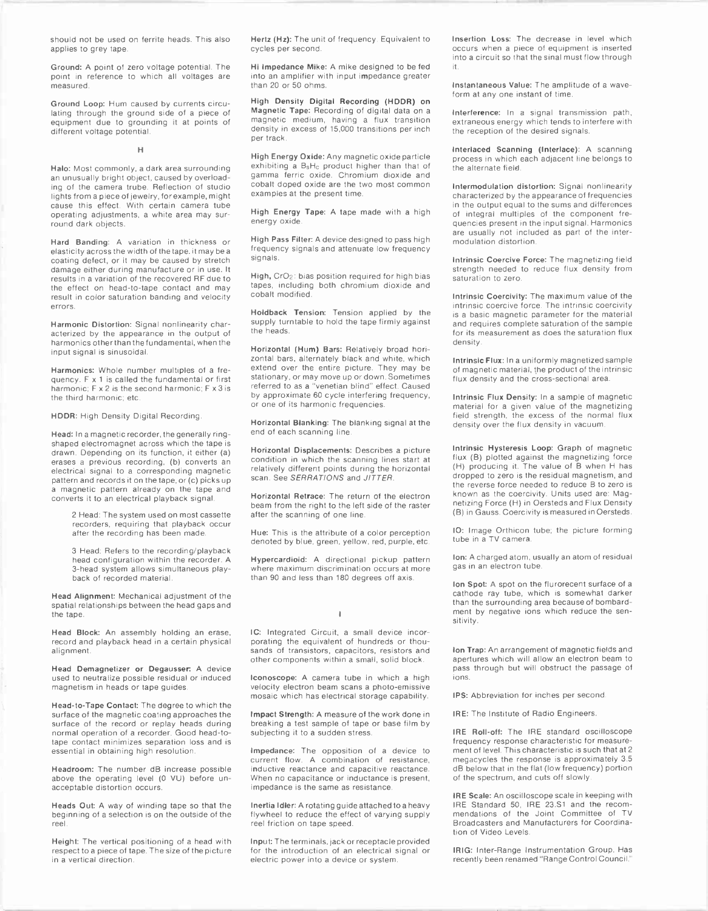should not be used on ferrite heads. This also applies to grey tape.

**Ground:** A point of zero voltage potential. The point in reference to which all voltages are measured.

**Ground Loop:** Hum caused by currents circulating through the ground side of a piece of equipment due to grounding it at points of different voltage potential.

## H

**Halo:** Most commonly, a dark area surrounding an unusually bright object, caused by overloading of the camera tube. Reflection of studio lights from a piece of jewelry, for example, might cause this effect. With certain camera tube operating adjustments, a white area may surround dark objects.

**Hard Banding:** A variation in thickness or elasticity across the width of the tape. it may be a coating defect, or it may be caused by stretch damage either during manufacture or in use. It results in a variation of the recovered RF due to the effect on head-to-tape contact and may result in color saturation banding and velocity errors.

**Harmonic Distortion:** Signal nonlinearity characterized by the appearance in the output of harmonics other than the fundamental, when the input signal is sinusoidal.

**Harmonics:** Whole number multiples of a frequency. F x 1 is called the fundamental or first harmonic; F x 2 is the second harmonic; F x 3 is the third harmonic; etc.

**HDDR:** High Density Digital Recording.

**Head:** In a magnetic recorder, the generally ring-shaped electromagnet across which the tape is drawn. Depending on its function, it either (a) erases a previous recording, (b) converts an electrical signal to a corresponding magnetic pattern and records it on the tape, or (c) picks up a magnetic pattern already on the tape and converts it to an electrical playback signal.

> 2 Head: The system used on most cassette recorders, requiring that playback occur after the recording has been made.
>
> 3 Head: Refers to the recording/playback head configuration within the recorder. A 3-head system allows simultaneous playback of recorded material.

**Head Alignment:** Mechanical adjustment of the spatial relationships between the head gaps and the tape.

**Head Block:** An assembly holding an erase, record and playback head in a certain physical alignment.

**Head Demagnetizer or Degausser:** A device used to neutralize possible residual or induced magnetism in heads or tape guides.

**Head-to-Tape Contact:** The degree to which the surface of the magnetic coating approaches the surface of the record or replay heads during normal operation of a recorder. Good head-to-tape contact minimizes separation loss and is essential in obtaining high resolution.

**Headroom:** The number dB increase possible above the operating level (0 VU) before unacceptable distortion occurs.

**Heads Out:** A way of winding tape so that the beginning of a selection is on the outside of the reel.

**Height:** The vertical positioning of a head with respect to a piece of tape. The size of the picture in a vertical direction.

**Hertz (Hz):** The unit of frequency. Equivalent to cycles per second.

**Hi Impedance Mike:** A mike designed to be fed into an amplifier with input impedance greater than 20 or 50 ohms.

**High Density Digital Recording (HDDR) on Magnetic Tape:** Recording of digital data on a magnetic medium, having a flux transition density in excess of 15,000 transitions per inch per track.

**High Energy Oxide:** Any magnetic oxide particle exhibiting a $B_sH_c$ product higher than that of gamma ferric oxide. Chromium dioxide and cobalt doped oxide are the two most common examples at the present time.

**High Energy Tape:** A tape made with a high energy oxide.

**High Pass Filter:** A device designed to pass high frequency signals and attenuate low frequency signals.

**High, $CrO_2$:** bias position required for high bias tapes, including both chromium dioxide and cobalt modified.

**Holdback Tension:** Tension applied by the supply turntable to hold the tape firmly against the heads.

**Horizontal (Hum) Bars:** Relatively broad horizontal bars, alternately black and white, which extend over the entire picture. They may be stationary, or may move up or down. Sometimes referred to as a "venetian blind" effect. Caused by approximate 60 cycle interfering frequency, or one of its harmonic frequencies.

**Horizontal Blanking:** The blanking signal at the end of each scanning line.

**Horizontal Displacements:** Describes a picture condition in which the scanning lines start at relatively different points during the horizontal scan. See *SERRATIONS* and *JITTER*.

**Horizontal Retrace:** The return of the electron beam from the right to the left side of the raster after the scanning of one line.

**Hue:** This is the attribute of a color perception denoted by blue, green, yellow, red, purple, etc.

**Hypercardioid:** A directional pickup pattern where maximum discrimination occurs at more than 90 and less than 180 degrees off axis.

## I

**IC:** Integrated Circuit, a small device incorporating the equivalent of hundreds or thousands of transistors, capacitors, resistors and other components within a small, solid block.

**Iconoscope:** A camera tube in which a high velocity electron beam scans a photo-emissive mosaic which has electrical storage capability.

**Impact Strength:** A measure of the work done in breaking a test sample of tape or base film by subjecting it to a sudden stress.

**Impedance:** The opposition of a device to current flow. A combination of resistance, inductive reactance and capacitive reactance. When no capacitance or inductance is present, impedance is the same as resistance.

**Inertia Idler:** A rotating guide attached to a heavy flywheel to reduce the effect of varying supply reel friction on tape speed.

**Input:** The terminals, jack or receptacle provided for the introduction of an electrical signal or electric power into a device or system.

**Insertion Loss:** The decrease in level which occurs when a piece of equipment is inserted into a circuit so that the sinal must flow through it.

**Instantaneous Value:** The amplitude of a waveform at any one instant of time.

**Interference:** In a signal transmission path, extraneous energy which tends to interfere with the reception of the desired signals.

**Interlaced Scanning (Interlace):** A scanning process in which each adjacent line belongs to the alternate field.

**Intermodulation distortion:** Signal nonlinearity characterized by the appearance of frequencies in the output equal to the sums and differences of integral multiples of the component frequencies present in the input signal. Harmonics are usually not included as part of the intermodulation distortion.

**Intrinsic Coercive Force:** The magnetizing field strength needed to reduce flux density from saturation to zero.

**Intrinsic Coercivity:** The maximum value of the intrinsic coercive force. The intrinsic coercivity is a basic magnetic parameter for the material and requires complete saturation of the sample for its measurement as does the saturation flux density.

**Intrinsic Flux:** In a uniformly magnetized sample of magnetic material, the product of the intrinsic flux density and the cross-sectional area.

**Intrinsic Flux Density:** In a sample of magnetic material for a given value of the magnetizing field strength, the excess of the normal flux density over the flux density in vacuum.

**Intrinsic Hysteresis Loop:** Graph of magnetic flux (B) plotted against the magnetizing force (H) producing it. The value of B when H has dropped to zero is the residual magnetism, and the reverse force needed to reduce B to zero is known as the coercivity. Units used are: Magnetizing Force (H) in Oersteds and Flux Density (B) in Gauss. Coercivity is measured in Oersteds.

**IO:** Image Orthicon tube; the picture forming tube in a TV camera.

**Ion:** A charged atom, usually an atom of residual gas in an electron tube.

**Ion Spot:** A spot on the flurorecent surface of a cathode ray tube, which is somewhat darker than the surrounding area because of bombardment by negative ions which reduce the sensitivity.

**Ion Trap:** An arrangement of magnetic fields and apertures which will allow an electron beam to pass through but will obstruct the passage of ions.

**IPS:** Abbreviation for inches per second.

**IRE:** The Institute of Radio Engineers.

**IRE Roll-off:** The IRE standard oscilloscope frequency response characteristic for measurement of level. This characteristic is such that at 2 megacycles the response is approximately 3.5 dB below that in the flat (low frequency) portion of the spectrum, and cuts off slowly.

**IRE Scale:** An oscilloscope scale in keeping with IRE Standard 50, IRE 23.S1 and the recommendations of the Joint Committee of TV Broadcasters and Manufacturers for Coordination of Video Levels.

**IRIG:** Inter-Range Instrumentation Group. Has recently been renamed "Range Control Council."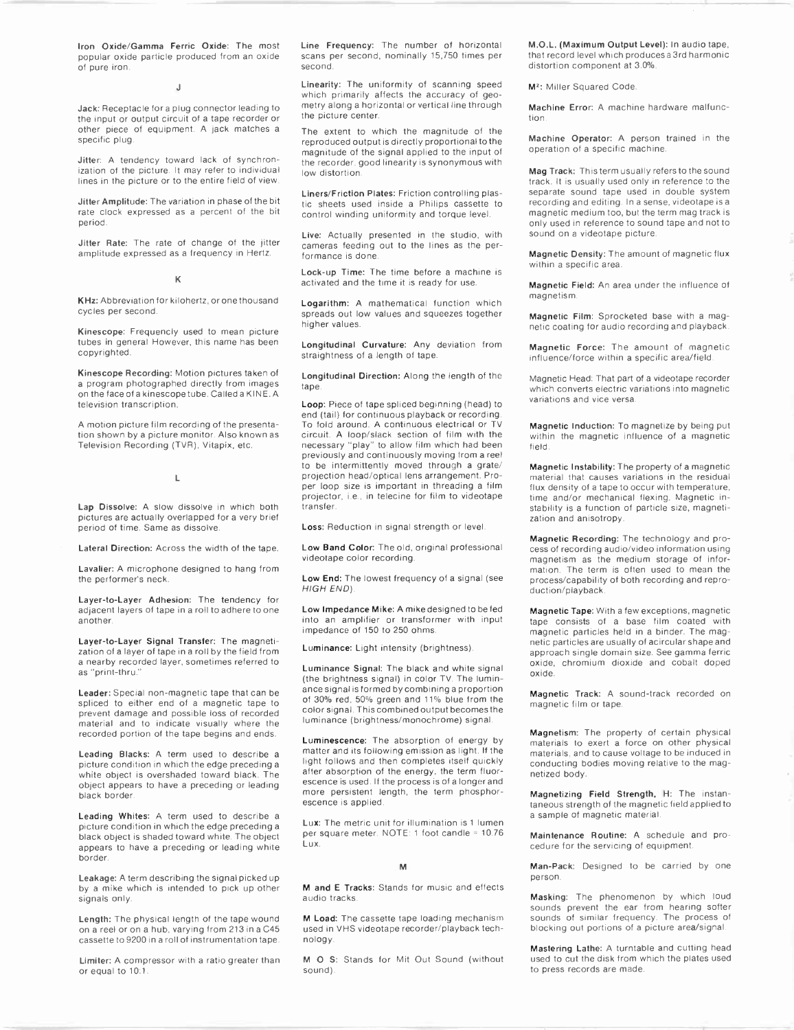**Iron Oxide/Gamma Ferric Oxide**: The most popular oxide particle produced from an oxide of pure iron.

## J

**Jack**: Receptacle for a plug connector leading to the input or output circuit of a tape recorder or other piece of equipment. A jack matches a specific plug.

**Jitter**: A tendency toward lack of synchronization of the picture. It may refer to individual lines in the picture or to the entire field of view.

**Jitter Amplitude**: The variation in phase of the bit rate clock expressed as a percent of the bit period.

**Jitter Rate**: The rate of change of the jitter amplitude expressed as a frequency in Hertz.

## K

**KHz**: Abbreviation for kilohertz, or one thousand cycles per second.

**Kinescope**: Frequently used to mean picture tubes in general. However, this name has been copyrighted.

**Kinescope Recording**: Motion pictures taken of a program photographed directly from images on the face of a kinescope tube. Called a KINE. A television transcription.

A motion picture film recording of the presentation shown by a picture monitor. Also known as Television Recording (TVR), Vitapix, etc.

## L

**Lap Dissolve**: A slow dissolve in which both pictures are actually overlapped for a very brief period of time. Same as dissolve.

**Lateral Direction**: Across the width of the tape.

**Lavalier**: A microphone designed to hang from the performer's neck.

**Layer-to-Layer Adhesion**: The tendency for adjacent layers of tape in a roll to adhere to one another.

**Layer-to-Layer Signal Transfer**: The magnetization of a layer of tape in a roll by the field from a nearby recorded layer, sometimes referred to as "print-thru."

**Leader**: Special non-magnetic tape that can be spliced to either end of a magnetic tape to prevent damage and possible loss of recorded material and to indicate visually where the recorded portion of the tape begins and ends.

**Leading Blacks**: A term used to describe a picture condition in which the edge preceding a white object is overshaded toward black. The object appears to have a preceding or leading black border.

**Leading Whites**: A term used to describe a picture condition in which the edge preceding a black object is shaded toward white. The object appears to have a preceding or leading white border.

**Leakage**: A term describing the signal picked up by a mike which is intended to pick up other signals only.

**Length**: The physical length of the tape wound on a reel or on a hub, varying from 213 in a C45 cassette to 9200 in a roll of instrumentation tape.

**Limiter**: A compressor with a ratio greater than or equal to 10:1.

**Line Frequency**: The number of horizontal scans per second, nominally 15,750 times per second.

**Linearity**: The uniformity of scanning speed which primarily affects the accuracy of geometry along a horizontal or vertical line through the picture center.

The extent to which the magnitude of the reproduced output is directly proportional to the magnitude of the signal applied to the input of the recorder. good linearity is synonymous with low distortion.

**Liners/Friction Plates**: Friction controlling plastic sheets used inside a Philips cassette to control winding uniformity and torque level.

**Live**: Actually presented in the studio, with cameras feeding out to the lines as the performance is done.

**Lock-up Time**: The time before a machine is activated and the time it is ready for use.

**Logarithm**: A mathematical function which spreads out low values and squeezes together higher values.

**Longitudinal Curvature**: Any deviation from straightness of a length of tape.

**Longitudinal Direction**: Along the length of the tape.

**Loop**: Piece of tape spliced beginning (head) to end (tail) for continuous playback or recording. To fold around. A continuous electrical or TV circuit. A loop/slack section of film with the necessary "play" to allow film which had been previously and continuously moving from a reel to be intermittently moved through a grate/projection head/optical lens arrangement. Proper loop size is important in threading a film projector, i.e., in telecine for film to videotape transfer.

**Loss**: Reduction in signal strength or level.

**Low Band Color**: The old, original professional videotape color recording.

**Low End**: The lowest frequency of a signal (see *HIGH END*).

**Low Impedance Mike**: A mike designed to be fed into an amplifier or transformer with input impedance of 150 to 250 ohms.

**Luminance**: Light intensity (brightness).

**Luminance Signal**: The black and white signal (the brightness signal) in color TV. The luminance signal is formed by combining a proportion of 30% red, 50% green and 11% blue from the color signal. This combined output becomes the luminance (brightness/monochrome) signal.

**Luminescence**: The absorption of energy by matter and its following emission as light. If the light follows and then completes itself quickly after absorption of the energy, the term fluorescence is used. If the process is of a longer and more persistent length, the term phosphorescence is applied.

**Lux**: The metric unit for illumination is 1 lumen per square meter. NOTE: 1 foot candle = 10.76 Lux.

## M

**M and E Tracks**: Stands for music and effects audio tracks.

**M Load**: The cassette tape loading mechanism used in VHS videotape recorder/playback technology.

**M O S**: Stands for Mit Out Sound (without sound).

**M.O.L. (Maximum Output Level)**: In audio tape, that record level which produces a 3rd harmonic distortion component at 3.0%.

**M²**: Miller Squared Code.

**Machine Error**: A machine hardware malfunction.

**Machine Operator**: A person trained in the operation of a specific machine.

**Mag Track**: This term usually refers to the sound track. It is usually used only in reference to the separate sound tape used in double system recording and editing. In a sense, videotape is a magnetic medium too, but the term mag track is only used in reference to sound tape and not to sound on a videotape picture.

**Magnetic Density**: The amount of magnetic flux within a specific area.

**Magnetic Field**: An area under the influence of magnetism.

**Magnetic Film**: Sprocketed base with a magnetic coating for audio recording and playback.

**Magnetic Force**: The amount of magnetic influence/force within a specific area/field.

Magnetic Head: That part of a videotape recorder which converts electric variations into magnetic variations and vice versa.

**Magnetic Induction**: To magnetize by being put within the magnetic influence of a magnetic field.

**Magnetic Instability**: The property of a magnetic material that causes variations in the residual flux density of a tape to occur with temperature, time and/or mechanical flexing. Magnetic instability is a function of particle size, magnetization and anisotropy.

**Magnetic Recording**: The technology and process of recording audio/video information using magnetism as the medium storage of information. The term is often used to mean the process/capability of both recording and reproduction/playback.

**Magnetic Tape**: With a few exceptions, magnetic tape consists of a base film coated with magnetic particles held in a binder. The magnetic particles are usually of acircular shape and approach single domain size. See gamma ferric oxide, chromium dioxide and cobalt doped oxide.

**Magnetic Track**: A sound-track recorded on magnetic film or tape.

**Magnetism**: The property of certain physical materials to exert a force on other physical materials, and to cause voltage to be induced in conducting bodies moving relative to the magnetized body.

**Magnetizing Field Strength, H**: The instantaneous strength of the magnetic field applied to a sample of magnetic material.

**Maintenance Routine**: A schedule and procedure for the servicing of equipment.

**Man-Pack**: Designed to be carried by one person.

**Masking**: The phenomenon by which loud sounds prevent the ear from hearing softer sounds of similar frequency. The process of blocking out portions of a picture area/signal.

**Mastering Lathe**: A turntable and cutting head used to cut the disk from which the plates used to press records are made.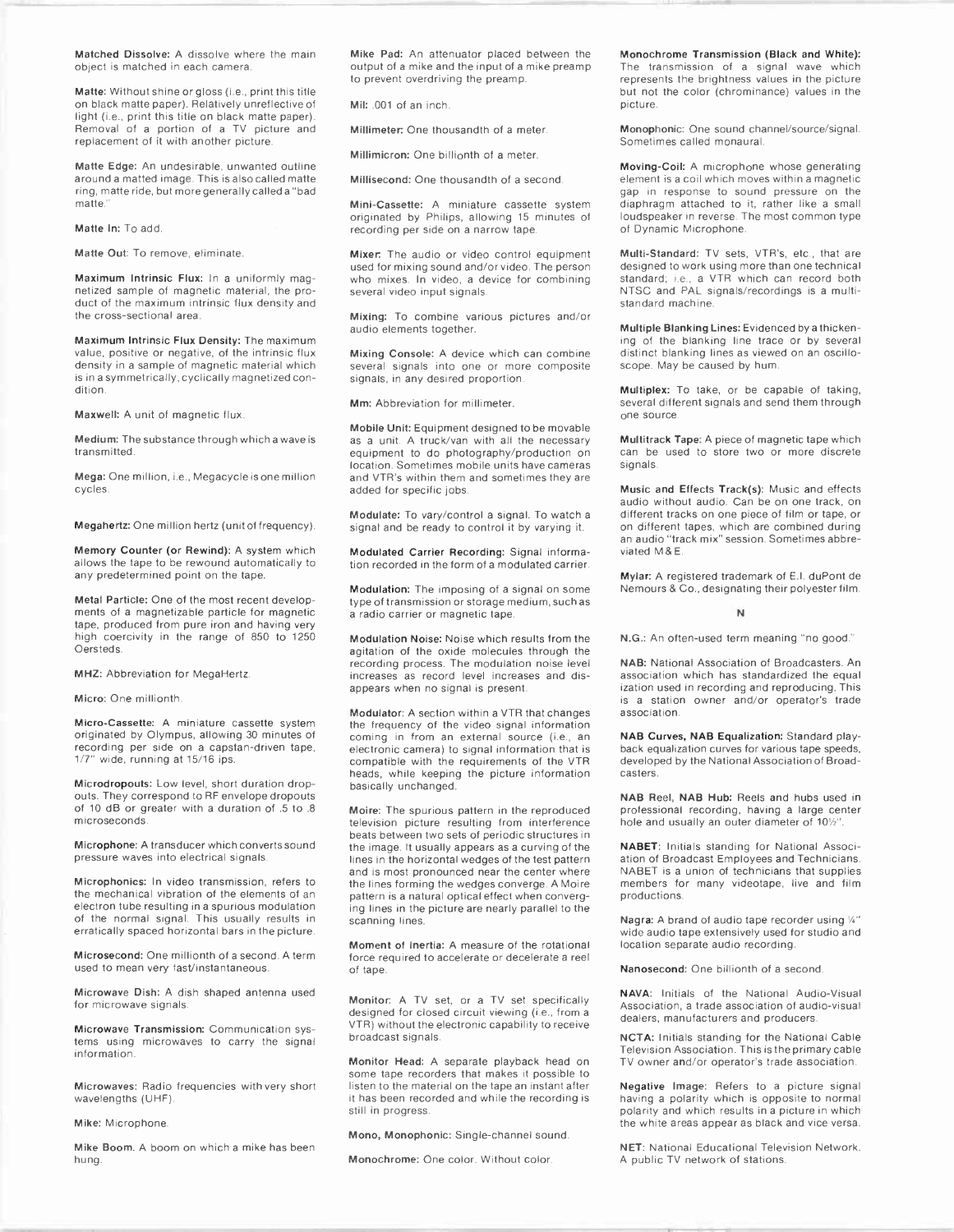**Matched Dissolve:** A dissolve where the main object is matched in each camera.

**Matte:** Without shine or gloss (i.e., print this title on black matte paper). Relatively unreflective of light (i.e., print this title on black matte paper). Removal of a portion of a TV picture and replacement of it with another picture.

**Matte Edge:** An undesirable, unwanted outline around a matted image. This is also called matte ring, matte ride, but more generally called a "bad matte."

**Matte In:** To add.

**Matte Out:** To remove, eliminate.

**Maximum Intrinsic Flux:** In a uniformly magnetized sample of magnetic material, the product of the maximum intrinsic flux density and the cross-sectional area.

**Maximum Intrinsic Flux Density:** The maximum value, positive or negative, of the intrinsic flux density in a sample of magnetic material which is in a symmetrically, cyclically magnetized condition.

**Maxwell:** A unit of magnetic flux.

**Medium:** The substance through which a wave is transmitted.

**Mega:** One million, i.e., Megacycle is one million cycles.

**Megahertz:** One million hertz (unit of frequency).

**Memory Counter (or Rewind):** A system which allows the tape to be rewound automatically to any predetermined point on the tape.

**Metal Particle:** One of the most recent developments of a magnetizable particle for magnetic tape, produced from pure iron and having very high coercivity in the range of 850 to 1250 Oersteds.

**MHZ:** Abbreviation for MegaHertz.

**Micro:** One millionth.

**Micro-Cassette:** A miniature cassette system originated by Olympus, allowing 30 minutes of recording per side on a capstan-driven tape, 1/7" wide, running at 15/16 ips.

**Microdropouts:** Low level, short duration dropouts. They correspond to RF envelope dropouts of 10 dB or greater with a duration of .5 to .8 microseconds.

**Microphone:** A transducer which converts sound pressure waves into electrical signals.

**Microphonics:** In video transmission, refers to the mechanical vibration of the elements of an electron tube resulting in a spurious modulation of the normal signal. This usually results in erratically spaced horizontal bars in the picture.

**Microsecond:** One millionth of a second. A term used to mean very fast/instantaneous.

**Microwave Dish:** A dish shaped antenna used for microwave signals.

**Microwave Transmission:** Communication systems using microwaves to carry the signal information.

**Microwaves:** Radio frequencies with very short wavelengths (UHF).

**Mike:** Microphone.

**Mike Boom.** A boom on which a mike has been hung.

**Mike Pad:** An attenuator placed between the output of a mike and the input of a mike preamp to prevent overdriving the preamp.

**Mil:** .001 of an inch.

**Millimeter:** One thousandth of a meter.

**Millimicron:** One billionth of a meter.

**Millisecond:** One thousandth of a second.

**Mini-Cassette:** A miniature cassette system originated by Philips, allowing 15 minutes of recording per side on a narrow tape.

**Mixer:** The audio or video control equipment used for mixing sound and/or video. The person who mixes. In video, a device for combining several video input signals.

**Mixing:** To combine various pictures and/or audio elements together.

**Mixing Console:** A device which can combine several signals into one or more composite signals, in any desired proportion.

**Mm:** Abbreviation for millimeter.

**Mobile Unit:** Equipment designed to be movable as a unit. A truck/van with all the necessary equipment to do photography/production on location. Sometimes mobile units have cameras and VTR's within them and sometimes they are added for specific jobs.

**Modulate:** To vary/control a signal. To watch a signal and be ready to control it by varying it.

**Modulated Carrier Recording:** Signal information recorded in the form of a modulated carrier.

**Modulation:** The imposing of a signal on some type of transmission or storage medium, such as a radio carrier or magnetic tape.

**Modulation Noise:** Noise which results from the agitation of the oxide molecules through the recording process. The modulation noise level increases as record level increases and disappears when no signal is present.

**Modulator:** A section within a VTR that changes the frequency of the video signal information coming in from an external source (i.e., an electronic camera) to signal information that is compatible with the requirements of the VTR heads, while keeping the picture information basically unchanged.

**Moire:** The spurious pattern in the reproduced television picture resulting from interference beats between two sets of periodic structures in the image. It usually appears as a curving of the lines in the horizontal wedges of the test pattern and is most pronounced near the center where the lines forming the wedges converge. A Moire pattern is a natural optical effect when converging lines in the picture are nearly parallel to the scanning lines.

**Moment of Inertia:** A measure of the rotational force required to accelerate or decelerate a reel of tape.

**Monitor:** A TV set, or a TV set specifically designed for closed circuit viewing (i.e., from a VTR) without the electronic capability to receive broadcast signals.

**Monitor Head:** A separate playback head on some tape recorders that makes it possible to listen to the material on the tape an instant after it has been recorded and while the recording is still in progress.

**Mono, Monophonic:** Single-channel sound.

**Monochrome:** One color. Without color.

**Monochrome Transmission (Black and White):** The transmission of a signal wave which represents the brightness values in the picture but not the color (chrominance) values in the picture.

**Monophonic:** One sound channel/source/signal. Sometimes called monaural.

**Moving-Coil:** A microphone whose generating element is a coil which moves within a magnetic gap in response to sound pressure on the diaphragm attached to it, rather like a small loudspeaker in reverse. The most common type of Dynamic Microphone.

**Multi-Standard:** TV sets, VTR's, etc., that are designed to work using more than one technical standard; i.e., a VTR which can record both NTSC and PAL signals/recordings is a multi-standard machine.

**Multiple Blanking Lines:** Evidenced by a thickening of the blanking line trace or by several distinct blanking lines as viewed on an oscilloscope. May be caused by hum.

**Multiplex:** To take, or be capable of taking, several different signals and send them through one source.

**Multitrack Tape:** A piece of magnetic tape which can be used to store two or more discrete signals.

**Music and Effects Track(s):** Music and effects audio without audio. Can be on one track, on different tracks on one piece of film or tape, or on different tapes, which are combined during an audio "track mix" session. Sometimes abbreviated M & E.

**Mylar:** A registered trademark of E.I. duPont de Nemours & Co., designating their polyester film.

## N

**N.G.:** An often-used term meaning "no good."

**NAB:** National Association of Broadcasters. An association which has standardized the equal ization used in recording and reproducing. This is a station owner and/or operator's trade association.

**NAB Curves, NAB Equalization:** Standard playback equalization curves for various tape speeds, developed by the National Association of Broadcasters.

**NAB Reel, NAB Hub:** Reels and hubs used in professional recording, having a large center hole and usually an outer diameter of 10½".

**NABET:** Initials standing for National Association of Broadcast Employees and Technicians. NABET is a union of technicians that supplies members for many videotape, live and film productions.

**Nagra:** A brand of audio tape recorder using ¼" wide audio tape extensively used for studio and location separate audio recording.

**Nanosecond:** One billionth of a second.

**NAVA:** Initials of the National Audio-Visual Association, a trade association of audio-visual dealers, manufacturers and producers.

**NCTA:** Initials standing for the National Cable Television Association. This is the primary cable TV owner and/or operator's trade association.

**Negative Image:** Refers to a picture signal having a polarity which is opposite to normal polarity and which results in a picture in which the white areas appear as black and vice versa.

**NET:** National Educational Television Network. A public TV network of stations.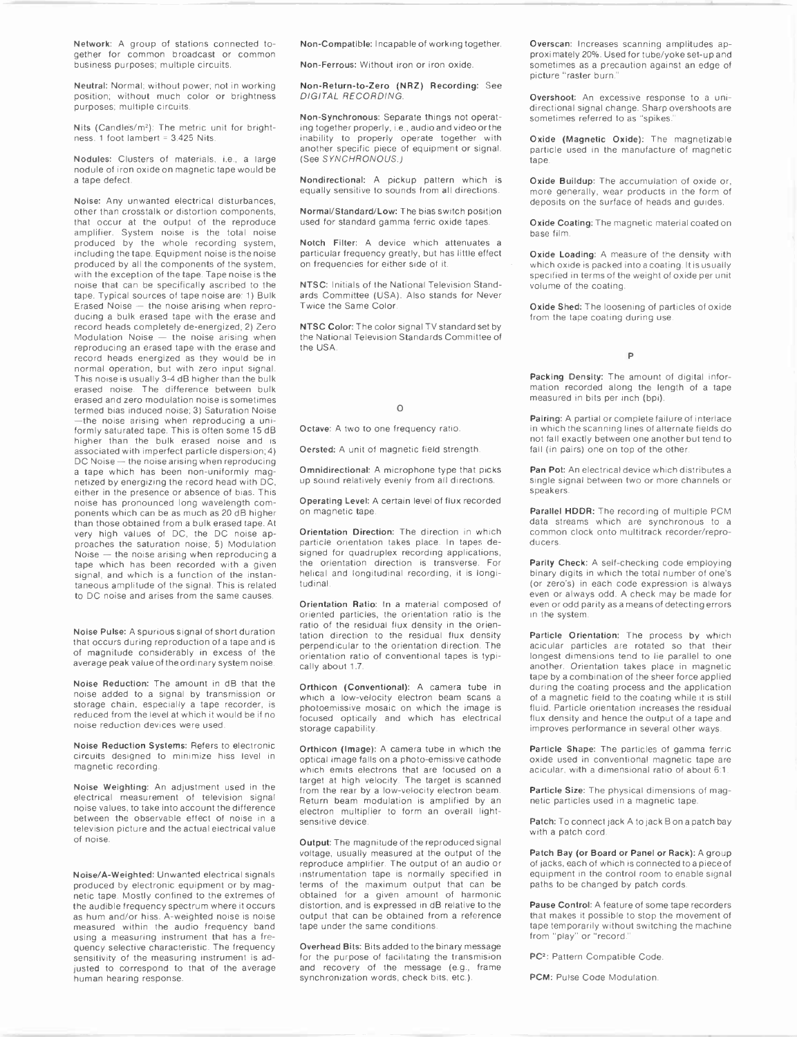**Network:** A group of stations connected together for common broadcast or common business purposes; multiple circuits.

**Neutral:** Normal, without power; not in working position; without much color or brightness purposes; multiple circuits.

**Nits (Candles/m$^2$):** The metric unit for brightness. 1 foot lambert = 3.425 Nits.

**Nodules:** Clusters of materials, i.e., a large nodule of iron oxide on magnetic tape would be a tape defect.

**Noise:** Any unwanted electrical disturbances, other than crosstalk or distortion components, that occur at the output of the reproduce amplifier. System noise is the total noise produced by the whole recording system, including the tape. Equipment noise is the noise produced by all the components of the system, with the exception of the tape. Tape noise is the noise that can be specifically ascribed to the tape. Typical sources of tape noise are: 1) Bulk Erased Noise — the noise arising when reproducing a bulk erased tape with the erase and record heads completely de-energized; 2) Zero Modulation Noise — the noise arising when reproducing an erased tape with the erase and record heads energized as they would be in normal operation, but with zero input signal. This noise is usually 3-4 dB higher than the bulk erased noise. The difference between bulk erased and zero modulation noise is sometimes termed bias induced noise; 3) Saturation Noise —the noise arising when reproducing a uniformly saturated tape. This is often some 15 dB higher than the bulk erased noise and is associated with imperfect particle dispersion; 4) DC Noise — the noise arising when reproducing a tape which has been non-uniformly magnetized by energizing the record head with DC, either in the presence or absence of bias. This noise has pronounced long wavelength components which can be as much as 20 dB higher than those obtained from a bulk erased tape. At very high values of DC, the DC noise approaches the saturation noise; 5) Modulation Noise — the noise arising when reproducing a tape which has been recorded with a given signal, and which is a function of the instantaneous amplitude of the signal. This is related to DC noise and arises from the same causes.

**Noise Pulse:** A spurious signal of short duration that occurs during reproduction of a tape and is of magnitude considerably in excess of the average peak value of the ordinary system noise.

**Noise Reduction:** The amount in dB that the noise added to a signal by transmission or storage chain, especially a tape recorder, is reduced from the level at which it would be if no noise reduction devices were used.

**Noise Reduction Systems:** Refers to electronic circuits designed to minimize hiss level in magnetic recording.

**Noise Weighting:** An adjustment used in the electrical measurement of television signal noise values, to take into account the difference between the observable effect of noise in a television picture and the actual electrical value of noise.

**Noise/A-Weighted:** Unwanted electrical signals produced by electronic equipment or by magnetic tape. Mostly confined to the extremes of the audible frequency spectrum where it occurs as hum and/or hiss. A-weighted noise is noise measured within the audio frequency band using a measuring instrument that has a frequency selective characteristic. The frequency sensitivity of the measuring instrument is adjusted to correspond to that of the average human hearing response.

**Non-Compatible:** Incapable of working together.

**Non-Ferrous:** Without iron or iron oxide.

**Non-Return-to-Zero (NRZ) Recording:** See *DIGITAL RECORDING*.

**Non-Synchronous:** Separate things not operating together properly, i.e., audio and video or the inability to properly operate together with another specific piece of equipment or signal. (See *SYNCHRONOUS*.)

**Nondirectional:** A pickup pattern which is equally sensitive to sounds from all directions.

**Normal/Standard/Low:** The bias switch position used for standard gamma ferric oxide tapes.

**Notch Filter:** A device which attenuates a particular frequency greatly, but has little effect on frequencies for either side of it.

**NTSC:** Initials of the National Television Standards Committee (USA). Also stands for Never Twice the Same Color.

**NTSC Color:** The color signal TV standard set by the National Television Standards Committee of the USA.

## O

**Octave:** A two to one frequency ratio.

**Oersted:** A unit of magnetic field strength.

**Omnidirectional:** A microphone type that picks up sound relatively evenly from all directions.

**Operating Level:** A certain level of flux recorded on magnetic tape.

**Orientation Direction:** The direction in which particle orientation takes place. In tapes designed for quadruplex recording applications, the orientation direction is transverse. For helical and longitudinal recording, it is longitudinal.

**Orientation Ratio:** In a material composed of oriented particles, the orientation ratio is the ratio of the residual flux density in the orientation direction to the residual flux density perpendicular to the orientation direction. The orientation ratio of conventional tapes is typically about 1.7.

**Orthicon (Conventional):** A camera tube in which a low-velocity electron beam scans a photoemissive mosaic on which the image is focused optically and which has electrical storage capability.

**Orthicon (Image):** A camera tube in which the optical image falls on a photo-emissive cathode which emits electrons that are focused on a target at high velocity. The target is scanned from the rear by a low-velocity electron beam. Return beam modulation is amplified by an electron multiplier to form an overall light-sensitive device.

**Output:** The magnitude of the reproduced signal voltage, usually measured at the output of the reproduce amplifier. The output of an audio or instrumentation tape is normally specified in terms of the maximum output that can be obtained for a given amount of harmonic distortion, and is expressed in dB relative to the output that can be obtained from a reference tape under the same conditions.

**Overhead Bits:** Bits added to the binary message for the purpose of facilitating the transmission and recovery of the message (e.g., frame synchronization words, check bits, etc.).

**Overscan:** Increases scanning amplitudes approximately 20%. Used for tube/yoke set-up and sometimes as a precaution against an edge of picture "raster burn."

**Overshoot:** An excessive response to a unidirectional signal change. Sharp overshoots are sometimes referred to as "spikes."

**Oxide (Magnetic Oxide):** The magnetizable particle used in the manufacture of magnetic tape.

**Oxide Buildup:** The accumulation of oxide or, more generally, wear products in the form of deposits on the surface of heads and guides.

**Oxide Coating:** The magnetic material coated on base film.

**Oxide Loading:** A measure of the density with which oxide is packed into a coating. It is usually specified in terms of the weight of oxide per unit volume of the coating.

**Oxide Shed:** The loosening of particles of oxide from the tape coating during use.

## P

**Packing Density:** The amount of digital information recorded along the length of a tape measured in bits per inch (bpi).

**Pairing:** A partial or complete failure of interlace in which the scanning lines of alternate fields do not fall exactly between one another but tend to fall (in pairs) one on top of the other.

**Pan Pot:** An electrical device which distributes a single signal between two or more channels or speakers.

**Parallel HDDR:** The recording of multiple PCM data streams which are synchronous to a common clock onto multitrack recorder/reproducers.

**Parity Check:** A self-checking code employing binary digits in which the total number of one's (or zero's) in each code expression is always even or always odd. A check may be made for even or odd parity as a means of detecting errors in the system.

**Particle Orientation:** The process by which acicular particles are rotated so that their longest dimensions tend to lie parallel to one another. Orientation takes place in magnetic tape by a combination of the sheer force applied during the coating process and the application of a magnetic field to the coating while it is still fluid. Particle orientation increases the residual flux density and hence the output of a tape and improves performance in several other ways.

**Particle Shape:** The particles of gamma ferric oxide used in conventional magnetic tape are acicular, with a dimensional ratio of about 6:1.

**Particle Size:** The physical dimensions of magnetic particles used in a magnetic tape.

**Patch:** To connect jack A to jack B on a patch bay with a patch cord.

**Patch Bay (or Board or Panel or Rack):** A group of jacks, each of which is connected to a piece of equipment in the control room to enable signal paths to be changed by patch cords.

**Pause Control:** A feature of some tape recorders that makes it possible to stop the movement of tape temporarily without switching the machine from "play" or "record."

**PC$^2$:** Pattern Compatible Code.

**PCM:** Pulse Code Modulation.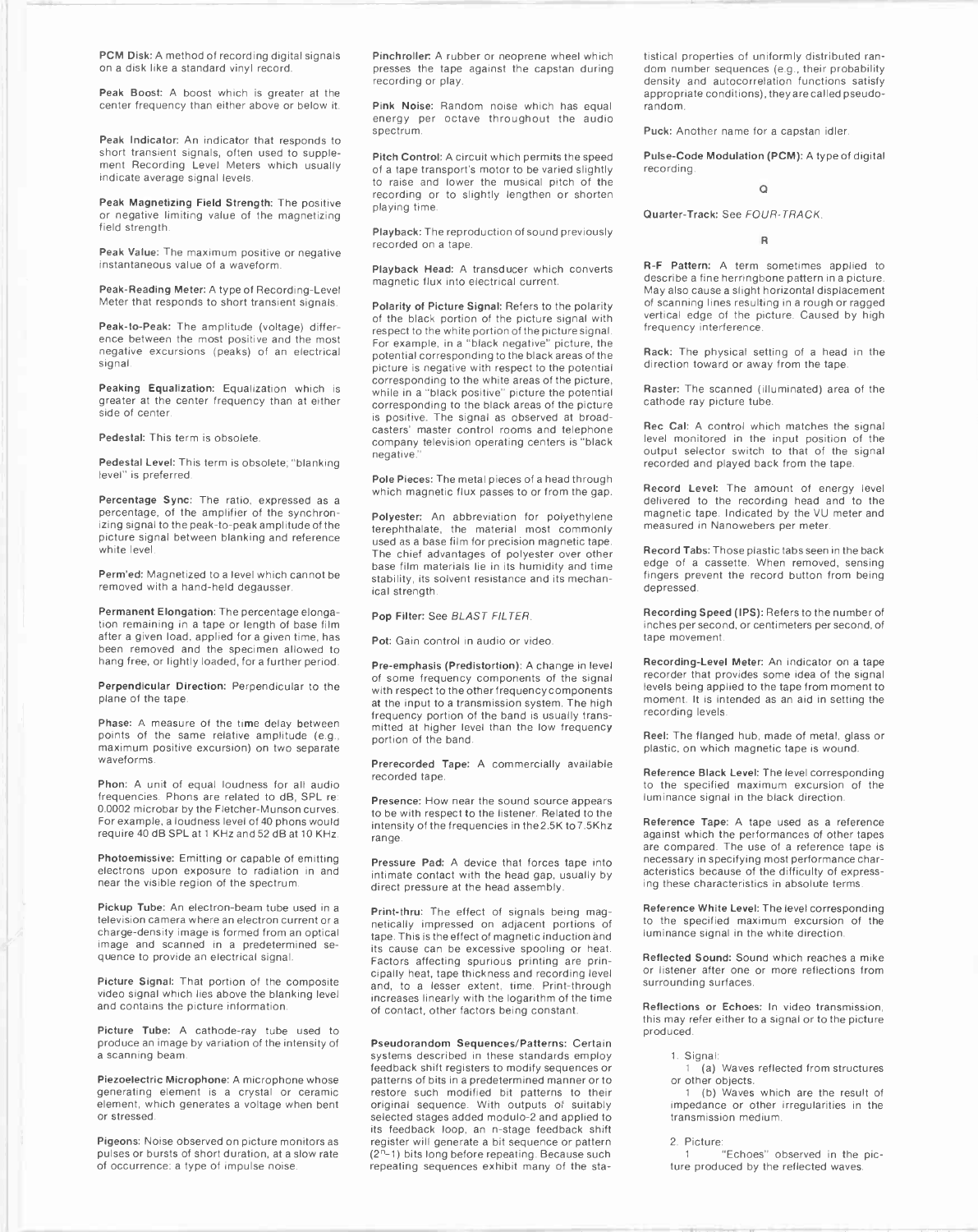**PCM Disk:** A method of recording digital signals on a disk like a standard vinyl record.

**Peak Boost:** A boost which is greater at the center frequency than either above or below it.

**Peak Indicator:** An indicator that responds to short transient signals, often used to supplement Recording Level Meters which usually indicate average signal levels.

**Peak Magnetizing Field Strength:** The positive or negative limiting value of the magnetizing field strength.

**Peak Value:** The maximum positive or negative instantaneous value of a waveform.

**Peak-Reading Meter:** A type of Recording-Level Meter that responds to short transient signals.

**Peak-to-Peak:** The amplitude (voltage) difference between the most positive and the most negative excursions (peaks) of an electrical signal.

**Peaking Equalization:** Equalization which is greater at the center frequency than at either side of center.

**Pedestal:** This term is obsolete.

**Pedestal Level:** This term is obsolete; "blanking level" is preferred.

**Percentage Sync:** The ratio, expressed as a percentage, of the amplifier of the synchronizing signal to the peak-to-peak amplitude of the picture signal between blanking and reference white level.

**Perm'ed:** Magnetized to a level which cannot be removed with a hand-held degausser.

**Permanent Elongation:** The percentage elongation remaining in a tape or length of base film after a given load, applied for a given time, has been removed and the specimen allowed to hang free, or lightly loaded, for a further period.

**Perpendicular Direction:** Perpendicular to the plane of the tape.

**Phase:** A measure of the time delay between points of the same relative amplitude (e.g., maximum positive excursion) on two separate waveforms.

**Phon:** A unit of equal loudness for all audio frequencies. Phons are related to dB, SPL re 0.0002 microbar by the Fletcher-Munson curves. For example, a loudness level of 40 phons would require 40 dB SPL at 1 KHz and 52 dB at 10 KHz.

**Photoemissive:** Emitting or capable of emitting electrons upon exposure to radiation in and near the visible region of the spectrum.

**Pickup Tube:** An electron-beam tube used in a television camera where an electron current or a charge-density image is formed from an optical image and scanned in a predetermined sequence to provide an electrical signal.

**Picture Signal:** That portion of the composite video signal which lies above the blanking level and contains the picture information.

**Picture Tube:** A cathode-ray tube used to produce an image by variation of the intensity of a scanning beam.

**Piezoelectric Microphone:** A microphone whose generating element is a crystal or ceramic element, which generates a voltage when bent or stressed.

**Pigeons:** Noise observed on picture monitors as pulses or bursts of short duration, at a slow rate of occurrence; a type of impulse noise.

**Pinchroller:** A rubber or neoprene wheel which presses the tape against the capstan during recording or play.

**Pink Noise:** Random noise which has equal energy per octave throughout the audio spectrum.

**Pitch Control:** A circuit which permits the speed of a tape transport's motor to be varied slightly to raise and lower the musical pitch of the recording or to slightly lengthen or shorten playing time.

**Playback:** The reproduction of sound previously recorded on a tape.

**Playback Head:** A transducer which converts magnetic flux into electrical current.

**Polarity of Picture Signal:** Refers to the polarity of the black portion of the picture signal with respect to the white portion of the picture signal. For example, in a "black negative" picture, the potential corresponding to the black areas of the picture is negative with respect to the potential corresponding to the white areas of the picture, while in a "black positive" picture the potential corresponding to the black areas of the picture is positive. The signal as observed at broadcasters' master control rooms and telephone company television operating centers is "black negative."

**Pole Pieces:** The metal pieces of a head through which magnetic flux passes to or from the gap.

**Polyester:** An abbreviation for polyethylene terephthalate, the material most commonly used as a base film for precision magnetic tape. The chief advantages of polyester over other base film materials lie in its humidity and time stability, its solvent resistance and its mechanical strength.

**Pop Filter:** See *BLAST FILTER*.

**Pot:** Gain control in audio or video.

**Pre-emphasis (Predistortion):** A change in level of some frequency components of the signal with respect to the other frequency components at the input to a transmission system. The high frequency portion of the band is usually transmitted at higher level than the low frequency portion of the band.

**Prerecorded Tape:** A commercially available recorded tape.

**Presence:** How near the sound source appears to be with respect to the listener. Related to the intensity of the frequencies in the 2.5K to 7.5Khz range.

**Pressure Pad:** A device that forces tape into intimate contact with the head gap, usually by direct pressure at the head assembly.

**Print-thru:** The effect of signals being magnetically impressed on adjacent portions of tape. This is the effect of magnetic induction and its cause can be excessive spooling or heat. Factors affecting spurious printing are principally heat, tape thickness and recording level and, to a lesser extent, time. Print-through increases linearly with the logarithm of the time of contact, other factors being constant.

**Pseudorandom Sequences/Patterns:** Certain systems described in these standards employ feedback shift registers to modify sequences or patterns of bits in a predetermined manner or to restore such modified bit patterns to their original sequence. With outputs of suitably selected stages added modulo-2 and applied to its feedback loop, an n-stage feedback shift register will generate a bit sequence or pattern ($2^n$-1) bits long before repeating. Because such repeating sequences exhibit many of the statistical properties of uniformly distributed random number sequences (e.g., their probability density and autocorrelation functions satisfy appropriate conditions), they are called pseudorandom.

**Puck:** Another name for a capstan idler.

**Pulse-Code Modulation (PCM):** A type of digital recording.

## Q

**Quarter-Track:** See *FOUR-TRACK*.

## R

**R-F Pattern:** A term sometimes applied to describe a fine herringbone pattern in a picture. May also cause a slight horizontal displacement of scanning lines resulting in a rough or ragged vertical edge of the picture. Caused by high frequency interference.

**Rack:** The physical setting of a head in the direction toward or away from the tape.

**Raster:** The scanned (illuminated) area of the cathode ray picture tube.

**Rec Cal:** A control which matches the signal level monitored in the input position of the output selector switch to that of the signal recorded and played back from the tape.

**Record Level:** The amount of energy level delivered to the recording head and to the magnetic tape. Indicated by the VU meter and measured in Nanowebers per meter.

**Record Tabs:** Those plastic tabs seen in the back edge of a cassette. When removed, sensing fingers prevent the record button from being depressed.

**Recording Speed (IPS):** Refers to the number of inches per second, or centimeters per second, of tape movement.

**Recording-Level Meter:** An indicator on a tape recorder that provides some idea of the signal levels being applied to the tape from moment to moment. It is intended as an aid in setting the recording levels.

**Reel:** The flanged hub, made of metal, glass or plastic, on which magnetic tape is wound.

**Reference Black Level:** The level corresponding to the specified maximum excursion of the luminance signal in the black direction.

**Reference Tape:** A tape used as a reference against which the performances of other tapes are compared. The use of a reference tape is necessary in specifying most performance characteristics because of the difficulty of expressing these characteristics in absolute terms.

**Reference White Level:** The level corresponding to the specified maximum excursion of the luminance signal in the white direction.

**Reflected Sound:** Sound which reaches a mike or listener after one or more reflections from surrounding surfaces.

**Reflections or Echoes:** In video transmission, this may refer either to a signal or to the picture produced.

1. Signal:
   1 (a) Waves reflected from structures or other objects.
   1 (b) Waves which are the result of impedance or other irregularities in the transmission medium.
2. Picture:
   1 "Echoes" observed in the picture produced by the reflected waves.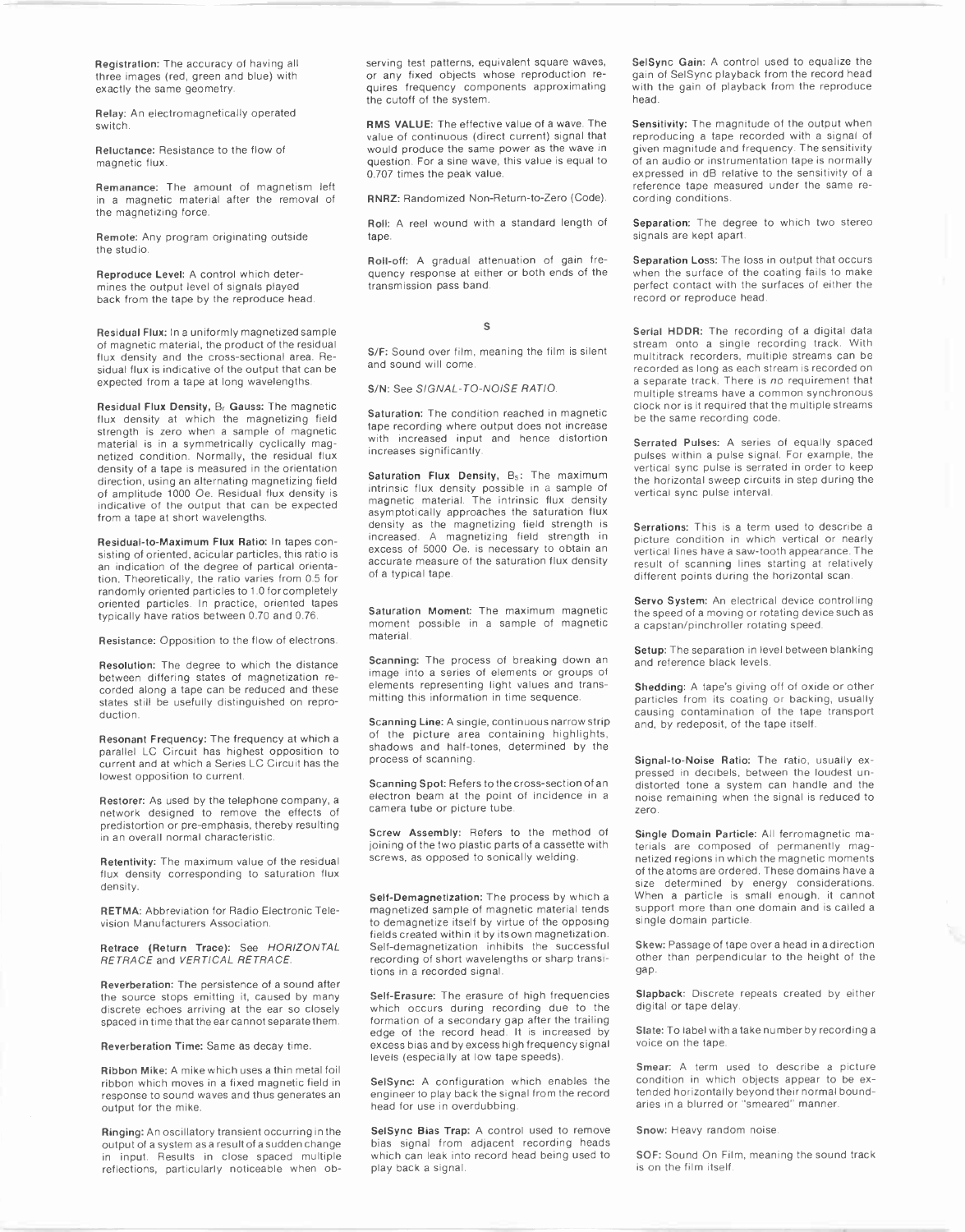**Registration:** The accuracy of having all three images (red, green and blue) with exactly the same geometry.

**Relay:** An electromagnetically operated switch.

**Reluctance:** Resistance to the flow of magnetic flux.

**Remanance:** The amount of magnetism left in a magnetic material after the removal of the magnetizing force.

**Remote:** Any program originating outside the studio.

**Reproduce Level:** A control which determines the output level of signals played back from the tape by the reproduce head.

**Residual Flux:** In a uniformly magnetized sample of magnetic material, the product of the residual flux density and the cross-sectional area. Residual flux is indicative of the output that can be expected from a tape at long wavelengths.

**Residual Flux Density, $B_r$ Gauss:** The magnetic flux density at which the magnetizing field strength is zero when a sample of magnetic material is in a symmetrically cyclically magnetized condition. Normally, the residual flux density of a tape is measured in the orientation direction, using an alternating magnetizing field of amplitude 1000 Oe. Residual flux density is indicative of the output that can be expected from a tape at short wavelengths.

**Residual-to-Maximum Flux Ratio:** In tapes consisting of oriented, acicular particles, this ratio is an indication of the degree of partical orientation. Theoretically, the ratio varies from 0.5 for randomly oriented particles to 1.0 for completely oriented particles. In practice, oriented tapes typically have ratios between 0.70 and 0.76.

**Resistance:** Opposition to the flow of electrons.

**Resolution:** The degree to which the distance between differing states of magnetization recorded along a tape can be reduced and these states still be usefully distinguished on reproduction.

**Resonant Frequency:** The frequency at which a parallel LC Circuit has highest opposition to current and at which a Series LC Circuit has the lowest opposition to current.

**Restorer:** As used by the telephone company, a network designed to remove the effects of predistortion or pre-emphasis, thereby resulting in an overall normal characteristic.

**Retentivity:** The maximum value of the residual flux density corresponding to saturation flux density.

**RETMA:** Abbreviation for Radio Electronic Television Manufacturers Association.

**Retrace (Return Trace):** See *HORIZONTAL RETRACE* and *VERTICAL RETRACE*.

**Reverberation:** The persistence of a sound after the source stops emitting it, caused by many discrete echoes arriving at the ear so closely spaced in time that the ear cannot separate them.

**Reverberation Time:** Same as decay time.

**Ribbon Mike:** A mike which uses a thin metal foil ribbon which moves in a fixed magnetic field in response to sound waves and thus generates an output for the mike.

**Ringing:** An oscillatory transient occurring in the output of a system as a result of a sudden change in input. Results in close spaced multiple reflections, particularly noticeable when observing test patterns, equivalent square waves, or any fixed objects whose reproduction requires frequency components approximating the cutoff of the system.

**RMS VALUE:** The effective value of a wave. The value of continuous (direct current) signal that would produce the same power as the wave in question. For a sine wave, this value is equal to 0.707 times the peak value.

**RNRZ:** Randomized Non-Return-to-Zero (Code).

**Roll:** A reel wound with a standard length of tape.

**Roll-off:** A gradual attenuation of gain frequency response at either or both ends of the transmission pass band.

## S

**S/F:** Sound over film, meaning the film is silent and sound will come.

**S/N:** See *SIGNAL-TO-NOISE RATIO*.

**Saturation:** The condition reached in magnetic tape recording where output does not increase with increased input and hence distortion increases significantly.

**Saturation Flux Density, $B_s$:** The maximum intrinsic flux density possible in a sample of magnetic material. The intrinsic flux density asymptotically approaches the saturation flux density as the magnetizing field strength is increased. A magnetizing field strength in excess of 5000 Oe. is necessary to obtain an accurate measure of the saturation flux density of a typical tape.

**Saturation Moment:** The maximum magnetic moment possible in a sample of magnetic material.

**Scanning:** The process of breaking down an image into a series of elements or groups of elements representing light values and transmitting this information in time sequence.

**Scanning Line:** A single, continuous narrow strip of the picture area containing highlights, shadows and half-tones, determined by the process of scanning.

**Scanning Spot:** Refers to the cross-section of an electron beam at the point of incidence in a camera tube or picture tube.

**Screw Assembly:** Refers to the method of joining of the two plastic parts of a cassette with screws, as opposed to sonically welding.

**Self-Demagnetization:** The process by which a magnetized sample of magnetic material tends to demagnetize itself by virtue of the opposing fields created within it by its own magnetization. Self-demagnetization inhibits the successful recording of short wavelengths or sharp transitions in a recorded signal.

**Self-Erasure:** The erasure of high frequencies which occurs during recording due to the formation of a secondary gap after the trailing edge of the record head. It is increased by excess bias and by excess high frequency signal levels (especially at low tape speeds).

**SelSync:** A configuration which enables the engineer to play back the signal from the record head for use in overdubbing.

**SelSync Bias Trap:** A control used to remove bias signal from adjacent recording heads which can leak into record head being used to play back a signal.

**SelSync Gain:** A control used to equalize the gain of SelSync playback from the record head with the gain of playback from the reproduce head.

**Sensitivity:** The magnitude of the output when reproducing a tape recorded with a signal of given magnitude and frequency. The sensitivity of an audio or instrumentation tape is normally expressed in dB relative to the sensitivity of a reference tape measured under the same recording conditions.

**Separation:** The degree to which two stereo signals are kept apart.

**Separation Loss:** The loss in output that occurs when the surface of the coating fails to make perfect contact with the surfaces of either the record or reproduce head.

**Serial HDDR:** The recording of a digital data stream onto a single recording track. With multitrack recorders, multiple streams can be recorded as long as each stream is recorded on a separate track. There is *no* requirement that multiple streams have a common synchronous clock nor is it required that the multiple streams be the same recording code.

**Serrated Pulses:** A series of equally spaced pulses within a pulse signal. For example, the vertical sync pulse is serrated in order to keep the horizontal sweep circuits in step during the vertical sync pulse interval.

**Serrations:** This is a term used to describe a picture condition in which vertical or nearly vertical lines have a saw-tooth appearance. The result of scanning lines starting at relatively different points during the horizontal scan.

**Servo System:** An electrical device controlling the speed of a moving or rotating device such as a capstan/pinchroller rotating speed.

**Setup:** The separation in level between blanking and reference black levels.

**Shedding:** A tape's giving off of oxide or other particles from its coating or backing, usually causing contamination of the tape transport and, by redeposit, of the tape itself.

**Signal-to-Noise Ratio:** The ratio, usually expressed in decibels, between the loudest undistorted tone a system can handle and the noise remaining when the signal is reduced to zero.

**Single Domain Particle:** All ferromagnetic materials are composed of permanently magnetized regions in which the magnetic moments of the atoms are ordered. These domains have a size determined by energy considerations. When a particle is small enough, it cannot support more than one domain and is called a single domain particle.

**Skew:** Passage of tape over a head in a direction other than perpendicular to the height of the gap.

**Slapback:** Discrete repeats created by either digital or tape delay.

**Slate:** To label with a take number by recording a voice on the tape.

**Smear:** A term used to describe a picture condition in which objects appear to be extended horizontally beyond their normal boundaries in a blurred or "smeared" manner.

**Snow:** Heavy random noise.

**SOF:** Sound On Film, meaning the sound track is on the film itself.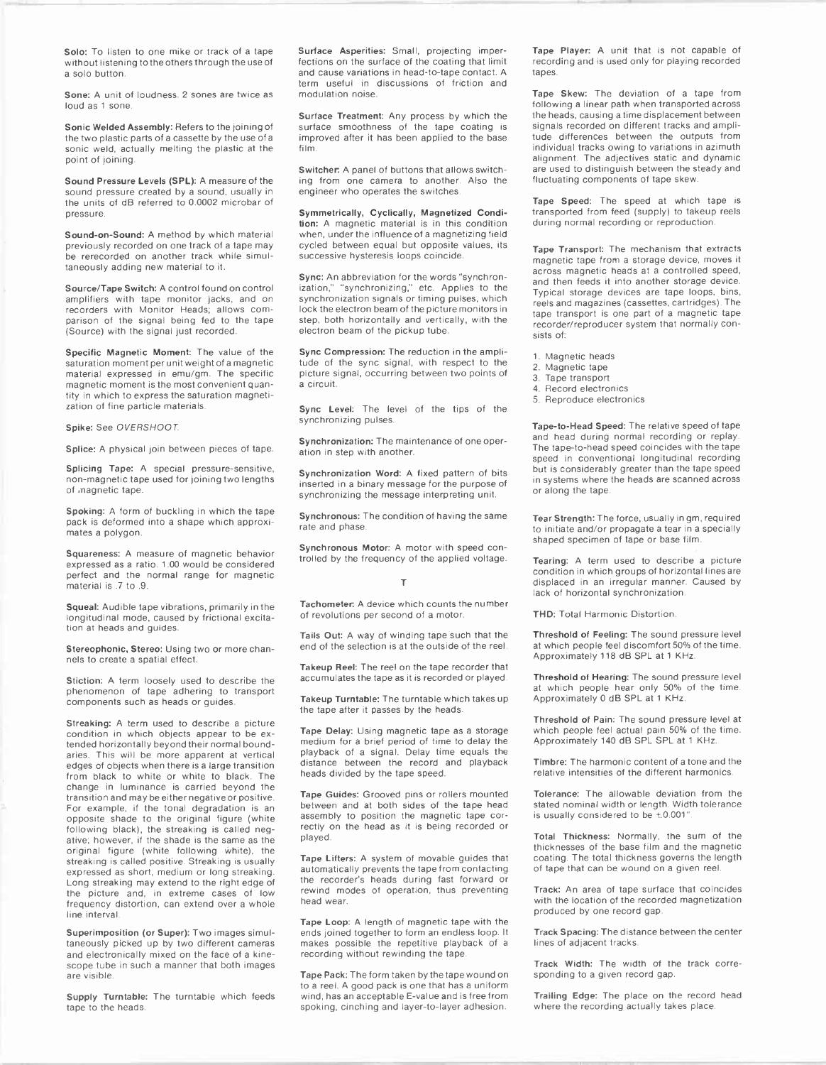**Solo:** To listen to one mike or track of a tape without listening to the others through the use of a solo button.

**Sone:** A unit of loudness. 2 sones are twice as loud as 1 sone.

**Sonic Welded Assembly:** Refers to the joining of the two plastic parts of a cassette by the use of a sonic weld, actually melting the plastic at the point of joining.

**Sound Pressure Levels (SPL):** A measure of the sound pressure created by a sound, usually in the units of dB referred to 0.0002 microbar of pressure.

**Sound-on-Sound:** A method by which material previously recorded on one track of a tape may be rerecorded on another track while simultaneously adding new material to it.

**Source/Tape Switch:** A control found on control amplifiers with tape monitor jacks, and on recorders with Monitor Heads; allows comparison of the signal being fed to the tape (Source) with the signal just recorded.

**Specific Magnetic Moment:** The value of the saturation moment per unit weight of a magnetic material expressed in emu/gm. The specific magnetic moment is the most convenient quantity in which to express the saturation magnetization of fine particle materials.

**Spike:** See *OVERSHOOT.*

**Splice:** A physical join between pieces of tape.

**Splicing Tape:** A special pressure-sensitive, non-magnetic tape used for joining two lengths of magnetic tape.

**Spoking:** A form of buckling in which the tape pack is deformed into a shape which approximates a polygon.

**Squareness:** A measure of magnetic behavior expressed as a ratio. 1.00 would be considered perfect and the normal range for magnetic material is .7 to .9.

**Squeal:** Audible tape vibrations, primarily in the longitudinal mode, caused by frictional excitation at heads and guides.

**Stereophonic, Stereo:** Using two or more channels to create a spatial effect.

**Stiction:** A term loosely used to describe the phenomenon of tape adhering to transport components such as heads or guides.

**Streaking:** A term used to describe a picture condition in which objects appear to be extended horizontally beyond their normal boundaries. This will be more apparent at vertical edges of objects when there is a large transition from black to white or white to black. The change in luminance is carried beyond the transition and may be either negative or positive. For example, if the tonal degradation is an opposite shade to the original figure (white following black), the streaking is called negative; however, if the shade is the same as the original figure (white following white), the streaking is called positive. Streaking is usually expressed as short, medium or long streaking. Long streaking may extend to the right edge of the picture and, in extreme cases of low frequency distortion, can extend over a whole line interval.

**Superimposition (or Super):** Two images simultaneously picked up by two different cameras and electronically mixed on the face of a kinescope tube in such a manner that both images are visible.

**Supply Turntable:** The turntable which feeds tape to the heads.

**Surface Asperities:** Small, projecting imperfections on the surface of the coating that limit and cause variations in head-to-tape contact. A term useful in discussions of friction and modulation noise.

**Surface Treatment:** Any process by which the surface smoothness of the tape coating is improved after it has been applied to the base film.

**Switcher:** A panel of buttons that allows switching from one camera to another. Also the engineer who operates the switches.

**Symmetrically, Cyclically, Magnetized Condition:** A magnetic material is in this condition when, under the influence of a magnetizing field cycled between equal but opposite values, its successive hysteresis loops coincide.

**Sync:** An abbreviation for the words "synchronization," "synchronizing," etc. Applies to the synchronization signals or timing pulses, which lock the electron beam of the picture monitors in step, both horizontally and vertically, with the electron beam of the pickup tube.

**Sync Compression:** The reduction in the amplitude of the sync signal, with respect to the picture signal, occurring between two points of a circuit.

**Sync Level:** The level of the tips of the synchronizing pulses.

**Synchronization:** The maintenance of one operation in step with another.

**Synchronization Word:** A fixed pattern of bits inserted in a binary message for the purpose of synchronizing the message interpreting unit.

**Synchronous:** The condition of having the same rate and phase.

**Synchronous Motor:** A motor with speed controlled by the frequency of the applied voltage.

## T

**Tachometer:** A device which counts the number of revolutions per second of a motor.

**Tails Out:** A way of winding tape such that the end of the selection is at the outside of the reel.

**Takeup Reel:** The reel on the tape recorder that accumulates the tape as it is recorded or played.

**Takeup Turntable:** The turntable which takes up the tape after it passes by the heads.

**Tape Delay:** Using magnetic tape as a storage medium for a brief period of time to delay the playback of a signal. Delay time equals the distance between the record and playback heads divided by the tape speed.

**Tape Guides:** Grooved pins or rollers mounted between and at both sides of the tape head assembly to position the magnetic tape correctly on the head as it is being recorded or played.

**Tape Lifters:** A system of movable guides that automatically prevents the tape from contacting the recorder's heads during fast forward or rewind modes of operation, thus preventing head wear.

**Tape Loop:** A length of magnetic tape with the ends joined together to form an endless loop. It makes possible the repetitive playback of a recording without rewinding the tape.

**Tape Pack:** The form taken by the tape wound on to a reel. A good pack is one that has a uniform wind, has an acceptable E-value and is free from spoking, cinching and layer-to-layer adhesion.

**Tape Player:** A unit that is not capable of recording and is used only for playing recorded tapes.

**Tape Skew:** The deviation of a tape from following a linear path when transported across the heads, causing a time displacement between signals recorded on different tracks and amplitude differences between the outputs from individual tracks owing to variations in azimuth alignment. The adjectives static and dynamic are used to distinguish between the steady and fluctuating components of tape skew.

**Tape Speed:** The speed at which tape is transported from feed (supply) to takeup reels during normal recording or reproduction.

**Tape Transport:** The mechanism that extracts magnetic tape from a storage device, moves it across magnetic heads at a controlled speed, and then feeds it into another storage device. Typical storage devices are tape loops, bins, reels and magazines (cassettes, cartridges). The tape transport is one part of a magnetic tape recorder/reproducer system that normally consists of:

1. Magnetic heads
2. Magnetic tape
3. Tape transport
4. Record electronics
5. Reproduce electronics

**Tape-to-Head Speed:** The relative speed of tape and head during normal recording or replay. The tape-to-head speed coincides with the tape speed in conventional longitudinal recording but is considerably greater than the tape speed in systems where the heads are scanned across or along the tape.

**Tear Strength:** The force, usually in gm, required to initiate and/or propagate a tear in a specially shaped specimen of tape or base film.

**Tearing:** A term used to describe a picture condition in which groups of horizontal lines are displaced in an irregular manner. Caused by lack of horizontal synchronization.

**THD:** Total Harmonic Distortion.

**Threshold of Feeling:** The sound pressure level at which people feel discomfort 50% of the time. Approximately 118 dB SPL at 1 KHz.

**Threshold of Hearing:** The sound pressure level at which people hear only 50% of the time. Approximately 0 dB SPL at 1 KHz.

**Threshold of Pain:** The sound pressure level at which people feel actual pain 50% of the time. Approximately 140 dB SPL SPL at 1 KHz.

**Timbre:** The harmonic content of a tone and the relative intensities of the different harmonics.

**Tolerance:** The allowable deviation from the stated nominal width or length. Width tolerance is usually considered to be ±0.001".

**Total Thickness:** Normally, the sum of the thicknesses of the base film and the magnetic coating. The total thickness governs the length of tape that can be wound on a given reel.

**Track:** An area of tape surface that coincides with the location of the recorded magnetization produced by one record gap.

**Track Spacing:** The distance between the center lines of adjacent tracks.

**Track Width:** The width of the track corresponding to a given record gap.

**Trailing Edge:** The place on the record head where the recording actually takes place.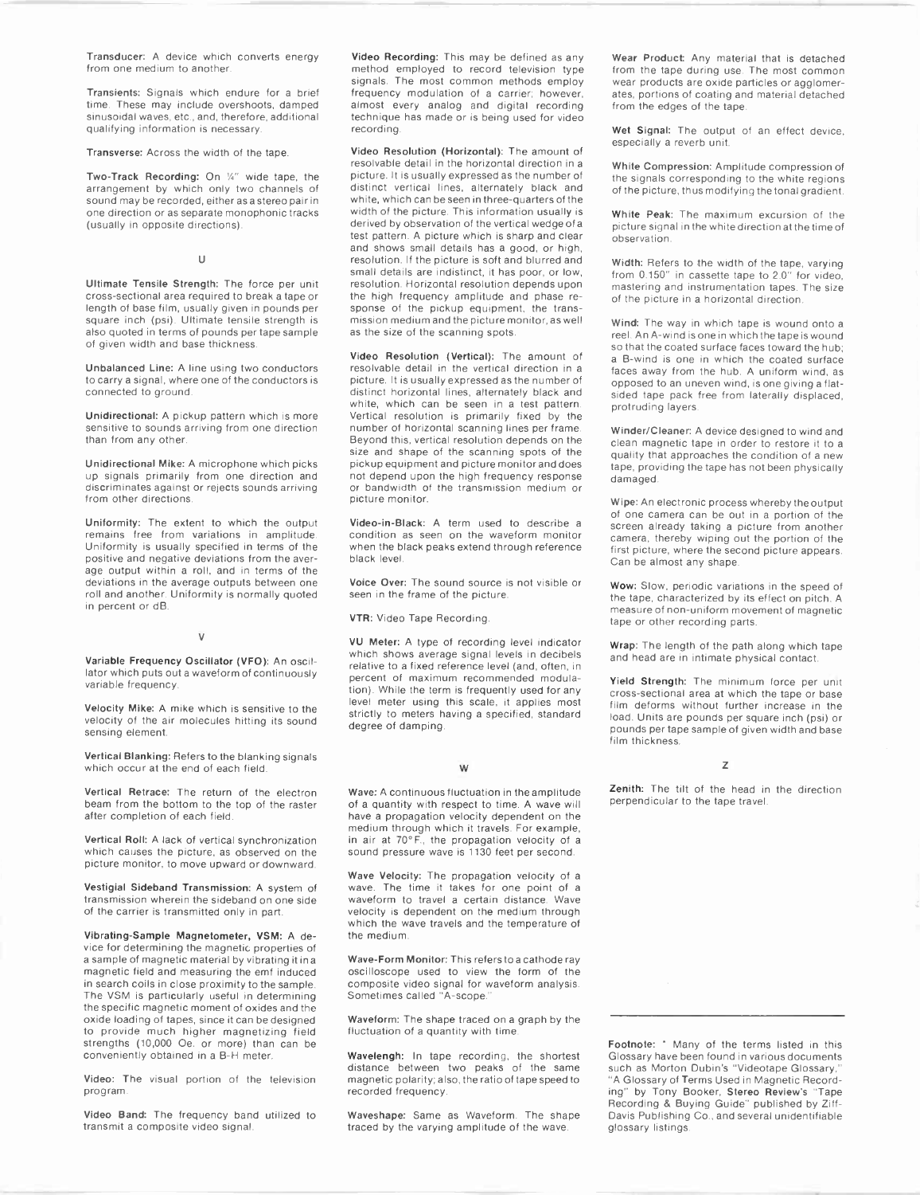**Transducer:** A device which converts energy from one medium to another.

**Transients:** Signals which endure for a brief time. These may include overshoots, damped sinusoidal waves, etc., and, therefore, additional qualifying information is necessary.

**Transverse:** Across the width of the tape.

**Two-Track Recording:** On ¼" wide tape, the arrangement by which only two channels of sound may be recorded, either as a stereo pair in one direction or as separate monophonic tracks (usually in opposite directions).

## U

**Ultimate Tensile Strength:** The force per unit cross-sectional area required to break a tape or length of base film, usually given in pounds per square inch (psi). Ultimate tensile strength is also quoted in terms of pounds per tape sample of given width and base thickness.

**Unbalanced Line:** A line using two conductors to carry a signal, where one of the conductors is connected to ground.

**Unidirectional:** A pickup pattern which is more sensitive to sounds arriving from one direction than from any other.

**Unidirectional Mike:** A microphone which picks up signals primarily from one direction and discriminates against or rejects sounds arriving from other directions.

**Uniformity:** The extent to which the output remains free from variations in amplitude. Uniformity is usually specified in terms of the positive and negative deviations from the average output within a roll, and in terms of the deviations in the average outputs between one roll and another. Uniformity is normally quoted in percent or dB.

## V

**Variable Frequency Oscillator (VFO):** An oscillator which puts out a waveform of continuously variable frequency.

**Velocity Mike:** A mike which is sensitive to the velocity of the air molecules hitting its sound sensing element.

**Vertical Blanking:** Refers to the blanking signals which occur at the end of each field.

**Vertical Retrace:** The return of the electron beam from the bottom to the top of the raster after completion of each field.

**Vertical Roll:** A lack of vertical synchronization which causes the picture, as observed on the picture monitor, to move upward or downward.

**Vestigial Sideband Transmission:** A system of transmission wherein the sideband on one side of the carrier is transmitted only in part.

**Vibrating-Sample Magnetometer, VSM:** A device for determining the magnetic properties of a sample of magnetic material by vibrating it in a magnetic field and measuring the emf induced in search coils in close proximity to the sample. The VSM is particularly useful in determining the specific magnetic moment of oxides and the oxide loading of tapes, since it can be designed to provide much higher magnetizing field strengths (10,000 Oe. or more) than can be conveniently obtained in a B-H meter.

**Video:** The visual portion of the television program.

**Video Band:** The frequency band utilized to transmit a composite video signal.

**Video Recording:** This may be defined as any method employed to record television type signals. The most common methods employ frequency modulation of a carrier; however, almost every analog and digital recording technique has made or is being used for video recording.

**Video Resolution (Horizontal):** The amount of resolvable detail in the horizontal direction in a picture. It is usually expressed as the number of distinct vertical lines, alternately black and white, which can be seen in three-quarters of the width of the picture. This information usually is derived by observation of the vertical wedge of a test pattern. A picture which is sharp and clear and shows small details has a good, or high, resolution. If the picture is soft and blurred and small details are indistinct, it has poor, or low, resolution. Horizontal resolution depends upon the high frequency amplitude and phase response of the pickup equipment, the transmission medium and the picture monitor, as well as the size of the scanning spots.

**Video Resolution (Vertical):** The amount of resolvable detail in the vertical direction in a picture. It is usually expressed as the number of distinct horizontal lines, alternately black and white, which can be seen in a test pattern. Vertical resolution is primarily fixed by the number of horizontal scanning lines per frame. Beyond this, vertical resolution depends on the size and shape of the scanning spots of the pickup equipment and picture monitor and does not depend upon the high frequency response or bandwidth of the transmission medium or picture monitor.

**Video-in-Black:** A term used to describe a condition as seen on the waveform monitor when the black peaks extend through reference black level.

**Voice Over:** The sound source is not visible or seen in the frame of the picture.

**VTR:** Video Tape Recording.

**VU Meter:** A type of recording level indicator which shows average signal levels in decibels relative to a fixed reference level (and, often, in percent of maximum recommended modulation). While the term is frequently used for any level meter using this scale, it applies most strictly to meters having a specified, standard degree of damping.

## W

**Wave:** A continuous fluctuation in the amplitude of a quantity with respect to time. A wave will have a propagation velocity dependent on the medium through which it travels. For example, in air at 70°F., the propagation velocity of a sound pressure wave is 1130 feet per second.

**Wave Velocity:** The propagation velocity of a wave. The time it takes for one point of a waveform to travel a certain distance. Wave velocity is dependent on the medium through which the wave travels and the temperature of the medium.

**Wave-Form Monitor:** This refers to a cathode ray oscilloscope used to view the form of the composite video signal for waveform analysis. Sometimes called "A-scope."

**Waveform:** The shape traced on a graph by the fluctuation of a quantity with time.

**Wavelengh:** In tape recording, the shortest distance between two peaks of the same magnetic polarity; also, the ratio of tape speed to recorded frequency.

**Waveshape:** Same as Waveform. The shape traced by the varying amplitude of the wave.

**Wear Product:** Any material that is detached from the tape during use. The most common wear products are oxide particles or agglomerates, portions of coating and material detached from the edges of the tape.

**Wet Signal:** The output of an effect device, especially a reverb unit.

**White Compression:** Amplitude compression of the signals corresponding to the white regions of the picture, thus modifying the tonal gradient.

**White Peak:** The maximum excursion of the picture signal in the white direction at the time of observation.

**Width:** Refers to the width of the tape, varying from 0.150" in cassette tape to 2.0" for video, mastering and instrumentation tapes. The size of the picture in a horizontal direction.

**Wind:** The way in which tape is wound onto a reel. An A-wind is one in which the tape is wound so that the coated surface faces toward the hub; a B-wind is one in which the coated surface faces away from the hub. A uniform wind, as opposed to an uneven wind, is one giving a flat-sided tape pack free from laterally displaced, protruding layers.

**Winder/Cleaner:** A device designed to wind and clean magnetic tape in order to restore it to a quality that approaches the condition of a new tape, providing the tape has not been physically damaged.

**Wipe:** An electronic process whereby the output of one camera can be out in a portion of the screen already taking a picture from another camera, thereby wiping out the portion of the first picture, where the second picture appears. Can be almost any shape.

**Wow:** Slow, periodic variations in the speed of the tape, characterized by its effect on pitch. A measure of non-uniform movement of magnetic tape or other recording parts.

**Wrap:** The length of the path along which tape and head are in intimate physical contact.

**Yield Strength:** The minimum force per unit cross-sectional area at which the tape or base film deforms without further increase in the load. Units are pounds per square inch (psi) or pounds per tape sample of given width and base film thickness.

## Z

**Zenith:** The tilt of the head in the direction perpendicular to the tape travel.

---

**Footnote:** * Many of the terms listed in this Glossary have been found in various documents such as Morton Dubin's "Videotape Glossary," "A Glossary of Terms Used in Magnetic Recording" by Tony Booker, **Stereo Review's** "Tape Recording & Buying Guide" published by Ziff-Davis Publishing Co., and several unidentifiable glossary listings.